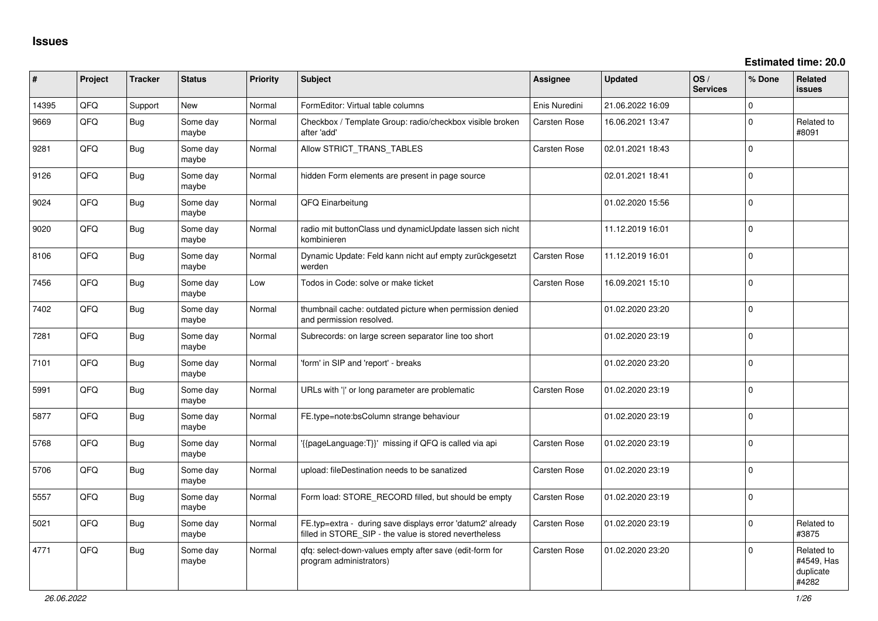# Issues

**Estimated time: 20.0**

| # | Project | Tracker | Status | Priority | Subject | Assignee | Updated | OS / Services | % Done | Related issues |
|---|---|---|---|---|---|---|---|---|---|---|
| 14395 | QFQ | Support | New | Normal | FormEditor: Virtual table columns | Enis Nuredini | 21.06.2022 16:09 | | 0 | |
| 9669 | QFQ | Bug | Some day maybe | Normal | Checkbox / Template Group: radio/checkbox visible broken after 'add' | Carsten Rose | 16.06.2021 13:47 | | 0 | Related to #8091 |
| 9281 | QFQ | Bug | Some day maybe | Normal | Allow STRICT_TRANS_TABLES | Carsten Rose | 02.01.2021 18:43 | | 0 | |
| 9126 | QFQ | Bug | Some day maybe | Normal | hidden Form elements are present in page source | | 02.01.2021 18:41 | | 0 | |
| 9024 | QFQ | Bug | Some day maybe | Normal | QFQ Einarbeitung | | 01.02.2020 15:56 | | 0 | |
| 9020 | QFQ | Bug | Some day maybe | Normal | radio mit buttonClass und dynamicUpdate lassen sich nicht kombinieren | | 11.12.2019 16:01 | | 0 | |
| 8106 | QFQ | Bug | Some day maybe | Normal | Dynamic Update: Feld kann nicht auf empty zurückgesetzt werden | Carsten Rose | 11.12.2019 16:01 | | 0 | |
| 7456 | QFQ | Bug | Some day maybe | Low | Todos in Code: solve or make ticket | Carsten Rose | 16.09.2021 15:10 | | 0 | |
| 7402 | QFQ | Bug | Some day maybe | Normal | thumbnail cache: outdated picture when permission denied and permission resolved. | | 01.02.2020 23:20 | | 0 | |
| 7281 | QFQ | Bug | Some day maybe | Normal | Subrecords: on large screen separator line too short | | 01.02.2020 23:19 | | 0 | |
| 7101 | QFQ | Bug | Some day maybe | Normal | 'form' in SIP and 'report' - breaks | | 01.02.2020 23:20 | | 0 | |
| 5991 | QFQ | Bug | Some day maybe | Normal | URLs with '\|' or long parameter are problematic | Carsten Rose | 01.02.2020 23:19 | | 0 | |
| 5877 | QFQ | Bug | Some day maybe | Normal | FE.type=note:bsColumn strange behaviour | | 01.02.2020 23:19 | | 0 | |
| 5768 | QFQ | Bug | Some day maybe | Normal | '{{pageLanguage:T}}' missing if QFQ is called via api | Carsten Rose | 01.02.2020 23:19 | | 0 | |
| 5706 | QFQ | Bug | Some day maybe | Normal | upload: fileDestination needs to be sanatized | Carsten Rose | 01.02.2020 23:19 | | 0 | |
| 5557 | QFQ | Bug | Some day maybe | Normal | Form load: STORE_RECORD filled, but should be empty | Carsten Rose | 01.02.2020 23:19 | | 0 | |
| 5021 | QFQ | Bug | Some day maybe | Normal | FE.typ=extra - during save displays error 'datum2' already filled in STORE_SIP - the value is stored nevertheless | Carsten Rose | 01.02.2020 23:19 | | 0 | Related to #3875 |
| 4771 | QFQ | Bug | Some day maybe | Normal | qfq: select-down-values empty after save (edit-form for program administrators) | Carsten Rose | 01.02.2020 23:20 | | 0 | Related to #4549, Has duplicate #4282 |

*26.06.2022*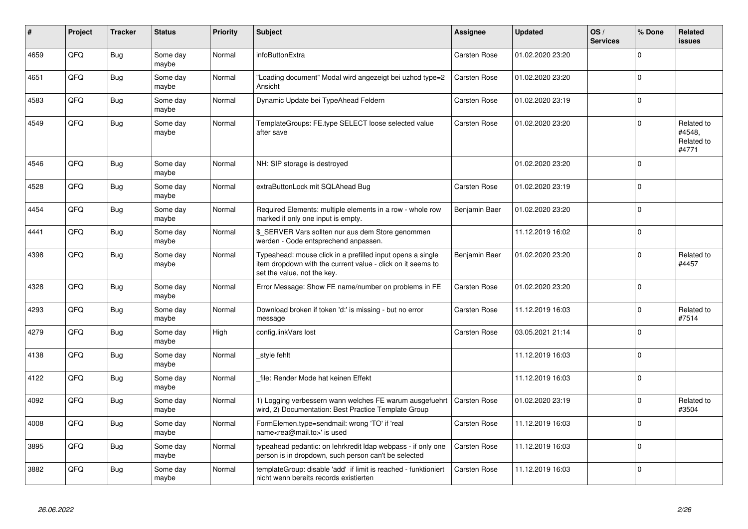| # | Project | Tracker | Status | Priority | Subject | Assignee | Updated | OS / Services | % Done | Related issues |
|---|---|---|---|---|---|---|---|---|---|---|
| 4659 | QFQ | Bug | Some day maybe | Normal | infoButtonExtra | Carsten Rose | 01.02.2020 23:20 | | 0 | |
| 4651 | QFQ | Bug | Some day maybe | Normal | "Loading document" Modal wird angezeigt bei uzhcd type=2 Ansicht | Carsten Rose | 01.02.2020 23:20 | | 0 | |
| 4583 | QFQ | Bug | Some day maybe | Normal | Dynamic Update bei TypeAhead Feldern | Carsten Rose | 01.02.2020 23:19 | | 0 | |
| 4549 | QFQ | Bug | Some day maybe | Normal | TemplateGroups: FE.type SELECT loose selected value after save | Carsten Rose | 01.02.2020 23:20 | | 0 | Related to #4548, Related to #4771 |
| 4546 | QFQ | Bug | Some day maybe | Normal | NH: SIP storage is destroyed | | 01.02.2020 23:20 | | 0 | |
| 4528 | QFQ | Bug | Some day maybe | Normal | extraButtonLock mit SQLAhead Bug | Carsten Rose | 01.02.2020 23:19 | | 0 | |
| 4454 | QFQ | Bug | Some day maybe | Normal | Required Elements: multiple elements in a row - whole row marked if only one input is empty. | Benjamin Baer | 01.02.2020 23:20 | | 0 | |
| 4441 | QFQ | Bug | Some day maybe | Normal | $_SERVER Vars sollten nur aus dem Store genommen werden - Code entsprechend anpassen. | | 11.12.2019 16:02 | | 0 | |
| 4398 | QFQ | Bug | Some day maybe | Normal | Typeahead: mouse click in a prefilled input opens a single item dropdown with the current value - click on it seems to set the value, not the key. | Benjamin Baer | 01.02.2020 23:20 | | 0 | Related to #4457 |
| 4328 | QFQ | Bug | Some day maybe | Normal | Error Message: Show FE name/number on problems in FE | Carsten Rose | 01.02.2020 23:20 | | 0 | |
| 4293 | QFQ | Bug | Some day maybe | Normal | Download broken if token 'd:' is missing - but no error message | Carsten Rose | 11.12.2019 16:03 | | 0 | Related to #7514 |
| 4279 | QFQ | Bug | Some day maybe | High | config.linkVars lost | Carsten Rose | 03.05.2021 21:14 | | 0 | |
| 4138 | QFQ | Bug | Some day maybe | Normal | _style fehlt | | 11.12.2019 16:03 | | 0 | |
| 4122 | QFQ | Bug | Some day maybe | Normal | _file: Render Mode hat keinen Effekt | | 11.12.2019 16:03 | | 0 | |
| 4092 | QFQ | Bug | Some day maybe | Normal | 1) Logging verbessern wann welches FE warum ausgefuehrt wird, 2) Documentation: Best Practice Template Group | Carsten Rose | 01.02.2020 23:19 | | 0 | Related to #3504 |
| 4008 | QFQ | Bug | Some day maybe | Normal | FormElemen.type=sendmail: wrong 'TO' if 'real name<rea@mail.to>' is used | Carsten Rose | 11.12.2019 16:03 | | 0 | |
| 3895 | QFQ | Bug | Some day maybe | Normal | typeahead pedantic: on lehrkredit ldap webpass - if only one person is in dropdown, such person can't be selected | Carsten Rose | 11.12.2019 16:03 | | 0 | |
| 3882 | QFQ | Bug | Some day maybe | Normal | templateGroup: disable 'add' if limit is reached - funktioniert nicht wenn bereits records existierten | Carsten Rose | 11.12.2019 16:03 | | 0 | |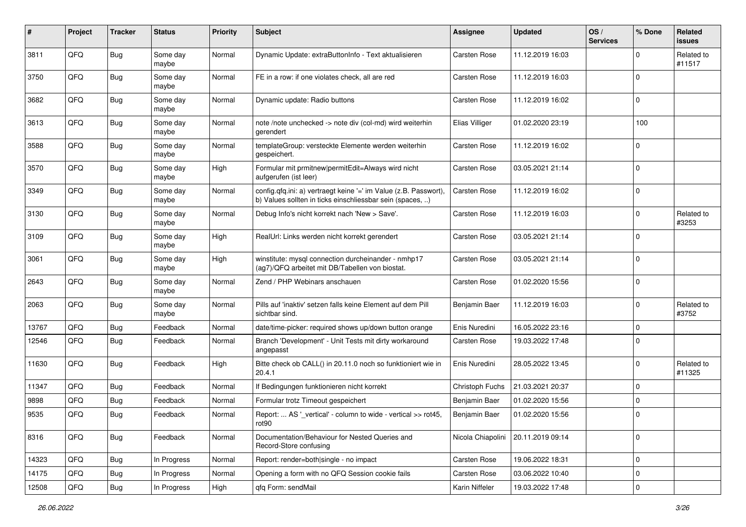| # | Project | Tracker | Status | Priority | Subject | Assignee | Updated | OS / Services | % Done | Related issues |
|---|---|---|---|---|---|---|---|---|---|---|
| 3811 | QFQ | Bug | Some day maybe | Normal | Dynamic Update: extraButtonInfo - Text aktualisieren | Carsten Rose | 11.12.2019 16:03 | | 0 | Related to #11517 |
| 3750 | QFQ | Bug | Some day maybe | Normal | FE in a row: if one violates check, all are red | Carsten Rose | 11.12.2019 16:03 | | 0 | |
| 3682 | QFQ | Bug | Some day maybe | Normal | Dynamic update: Radio buttons | Carsten Rose | 11.12.2019 16:02 | | 0 | |
| 3613 | QFQ | Bug | Some day maybe | Normal | note /note unchecked -> note div (col-md) wird weiterhin gerendert | Elias Villiger | 01.02.2020 23:19 | | 100 | |
| 3588 | QFQ | Bug | Some day maybe | Normal | templateGroup: versteckte Elemente werden weiterhin gespeichert. | Carsten Rose | 11.12.2019 16:02 | | 0 | |
| 3570 | QFQ | Bug | Some day maybe | High | Formular mit prmitnew\|permitEdit=Always wird nicht aufgerufen (ist leer) | Carsten Rose | 03.05.2021 21:14 | | 0 | |
| 3349 | QFQ | Bug | Some day maybe | Normal | config.qfq.ini: a) vertraegt keine '=' im Value (z.B. Passwort), b) Values sollten in ticks einschliessbar sein (spaces, ..) | Carsten Rose | 11.12.2019 16:02 | | 0 | |
| 3130 | QFQ | Bug | Some day maybe | Normal | Debug Info's nicht korrekt nach 'New > Save'. | Carsten Rose | 11.12.2019 16:03 | | 0 | Related to #3253 |
| 3109 | QFQ | Bug | Some day maybe | High | RealUrl: Links werden nicht korrekt gerendert | Carsten Rose | 03.05.2021 21:14 | | 0 | |
| 3061 | QFQ | Bug | Some day maybe | High | winstitute: mysql connection durcheinander - nmhp17 (ag7)/QFQ arbeitet mit DB/Tabellen von biostat. | Carsten Rose | 03.05.2021 21:14 | | 0 | |
| 2643 | QFQ | Bug | Some day maybe | Normal | Zend / PHP Webinars anschauen | Carsten Rose | 01.02.2020 15:56 | | 0 | |
| 2063 | QFQ | Bug | Some day maybe | Normal | Pills auf 'inaktiv' setzen falls keine Element auf dem Pill sichtbar sind. | Benjamin Baer | 11.12.2019 16:03 | | 0 | Related to #3752 |
| 13767 | QFQ | Bug | Feedback | Normal | date/time-picker: required shows up/down button orange | Enis Nuredini | 16.05.2022 23:16 | | 0 | |
| 12546 | QFQ | Bug | Feedback | Normal | Branch 'Development' - Unit Tests mit dirty workaround angepasst | Carsten Rose | 19.03.2022 17:48 | | 0 | |
| 11630 | QFQ | Bug | Feedback | High | Bitte check ob CALL() in 20.11.0 noch so funktioniert wie in 20.4.1 | Enis Nuredini | 28.05.2022 13:45 | | 0 | Related to #11325 |
| 11347 | QFQ | Bug | Feedback | Normal | If Bedingungen funktionieren nicht korrekt | Christoph Fuchs | 21.03.2021 20:37 | | 0 | |
| 9898 | QFQ | Bug | Feedback | Normal | Formular trotz Timeout gespeichert | Benjamin Baer | 01.02.2020 15:56 | | 0 | |
| 9535 | QFQ | Bug | Feedback | Normal | Report: ... AS '_vertical' - column to wide - vertical >> rot45, rot90 | Benjamin Baer | 01.02.2020 15:56 | | 0 | |
| 8316 | QFQ | Bug | Feedback | Normal | Documentation/Behaviour for Nested Queries and Record-Store confusing | Nicola Chiapolini | 20.11.2019 09:14 | | 0 | |
| 14323 | QFQ | Bug | In Progress | Normal | Report: render=both\|single - no impact | Carsten Rose | 19.06.2022 18:31 | | 0 | |
| 14175 | QFQ | Bug | In Progress | Normal | Opening a form with no QFQ Session cookie fails | Carsten Rose | 03.06.2022 10:40 | | 0 | |
| 12508 | QFQ | Bug | In Progress | High | qfq Form: sendMail | Karin Niffeler | 19.03.2022 17:48 | | 0 | |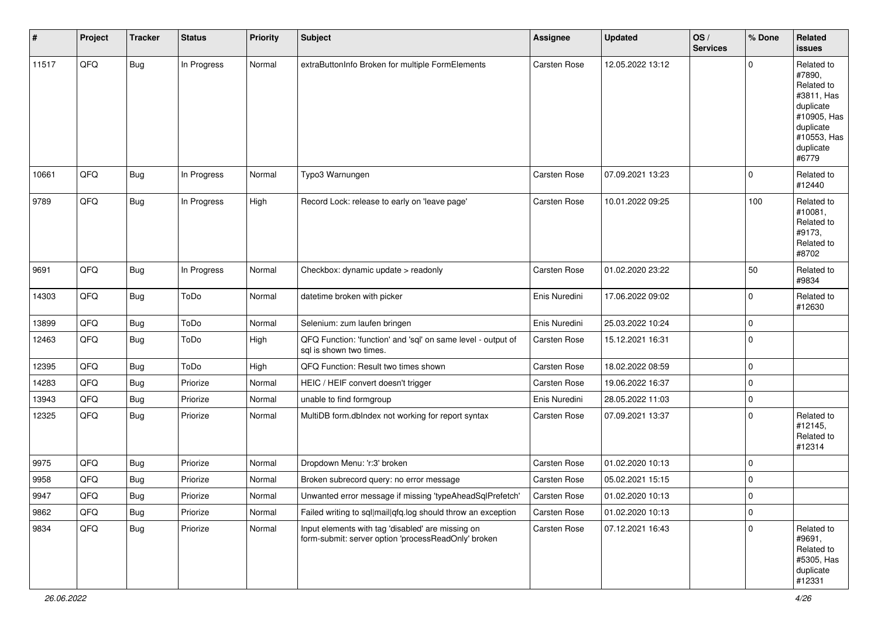| # | Project | Tracker | Status | Priority | Subject | Assignee | Updated | OS / Services | % Done | Related issues |
|---|---|---|---|---|---|---|---|---|---|---|
| 11517 | QFQ | Bug | In Progress | Normal | extraButtonInfo Broken for multiple FormElements | Carsten Rose | 12.05.2022 13:12 | | 0 | Related to #7890, Related to #3811, Has duplicate #10905, Has duplicate #10553, Has duplicate #6779 |
| 10661 | QFQ | Bug | In Progress | Normal | Typo3 Warnungen | Carsten Rose | 07.09.2021 13:23 | | 0 | Related to #12440 |
| 9789 | QFQ | Bug | In Progress | High | Record Lock: release to early on 'leave page' | Carsten Rose | 10.01.2022 09:25 | | 100 | Related to #10081, Related to #9173, Related to #8702 |
| 9691 | QFQ | Bug | In Progress | Normal | Checkbox: dynamic update > readonly | Carsten Rose | 01.02.2020 23:22 | | 50 | Related to #9834 |
| 14303 | QFQ | Bug | ToDo | Normal | datetime broken with picker | Enis Nuredini | 17.06.2022 09:02 | | 0 | Related to #12630 |
| 13899 | QFQ | Bug | ToDo | Normal | Selenium: zum laufen bringen | Enis Nuredini | 25.03.2022 10:24 | | 0 | |
| 12463 | QFQ | Bug | ToDo | High | QFQ Function: 'function' and 'sql' on same level - output of sql is shown two times. | Carsten Rose | 15.12.2021 16:31 | | 0 | |
| 12395 | QFQ | Bug | ToDo | High | QFQ Function: Result two times shown | Carsten Rose | 18.02.2022 08:59 | | 0 | |
| 14283 | QFQ | Bug | Priorize | Normal | HEIC / HEIF convert doesn't trigger | Carsten Rose | 19.06.2022 16:37 | | 0 | |
| 13943 | QFQ | Bug | Priorize | Normal | unable to find formgroup | Enis Nuredini | 28.05.2022 11:03 | | 0 | |
| 12325 | QFQ | Bug | Priorize | Normal | MultiDB form.dbIndex not working for report syntax | Carsten Rose | 07.09.2021 13:37 | | 0 | Related to #12145, Related to #12314 |
| 9975 | QFQ | Bug | Priorize | Normal | Dropdown Menu: 'r:3' broken | Carsten Rose | 01.02.2020 10:13 | | 0 | |
| 9958 | QFQ | Bug | Priorize | Normal | Broken subrecord query: no error message | Carsten Rose | 05.02.2021 15:15 | | 0 | |
| 9947 | QFQ | Bug | Priorize | Normal | Unwanted error message if missing 'typeAheadSqlPrefetch' | Carsten Rose | 01.02.2020 10:13 | | 0 | |
| 9862 | QFQ | Bug | Priorize | Normal | Failed writing to sql\|mail\|qfq.log should throw an exception | Carsten Rose | 01.02.2020 10:13 | | 0 | |
| 9834 | QFQ | Bug | Priorize | Normal | Input elements with tag 'disabled' are missing on form-submit: server option 'processReadOnly' broken | Carsten Rose | 07.12.2021 16:43 | | 0 | Related to #9691, Related to #5305, Has duplicate #12331 |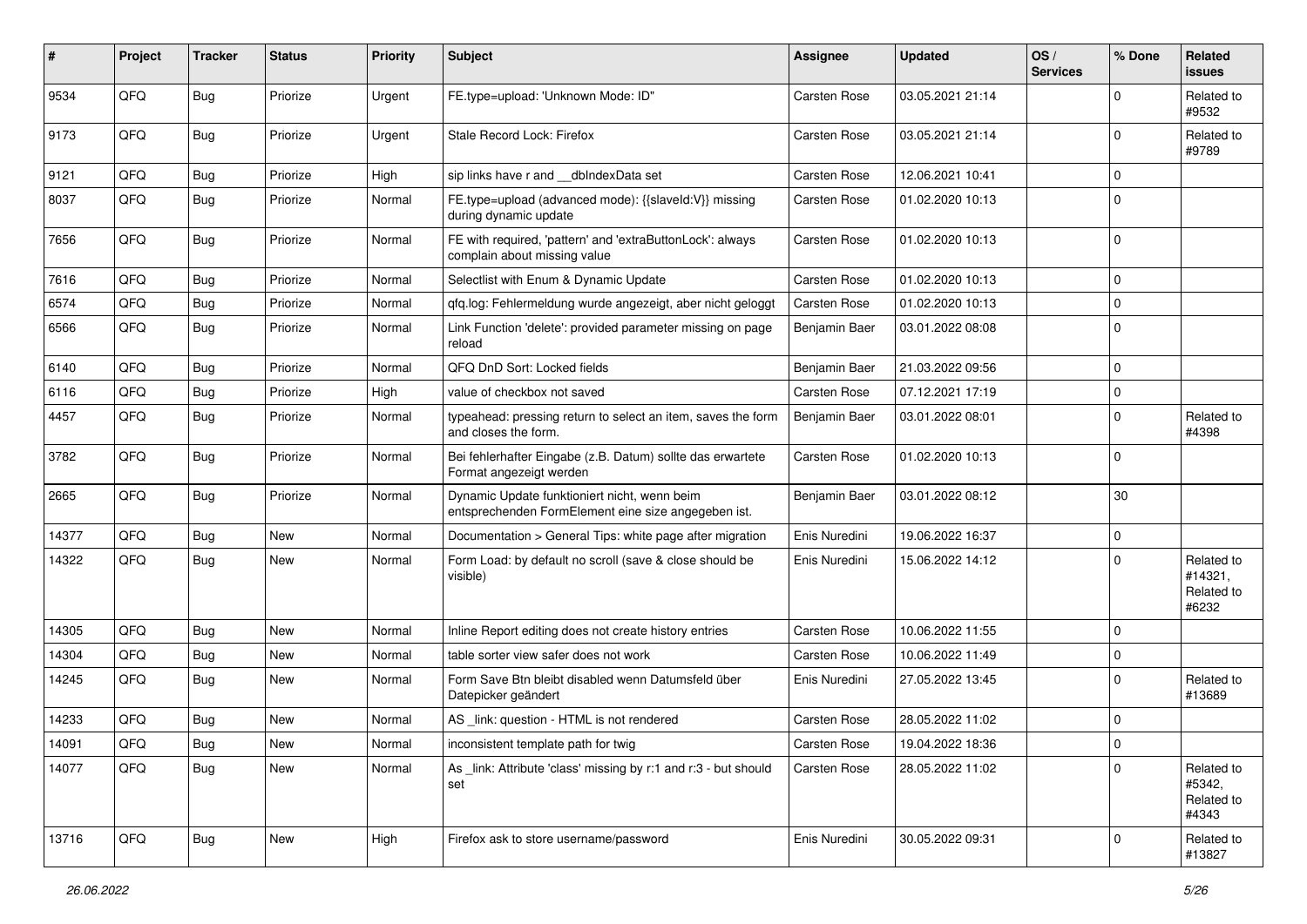| # | Project | Tracker | Status | Priority | Subject | Assignee | Updated | OS / Services | % Done | Related issues |
|---|---|---|---|---|---|---|---|---|---|---|
| 9534 | QFQ | Bug | Priorize | Urgent | FE.type=upload: 'Unknown Mode: ID" | Carsten Rose | 03.05.2021 21:14 | | 0 | Related to #9532 |
| 9173 | QFQ | Bug | Priorize | Urgent | Stale Record Lock: Firefox | Carsten Rose | 03.05.2021 21:14 | | 0 | Related to #9789 |
| 9121 | QFQ | Bug | Priorize | High | sip links have r and __dbIndexData set | Carsten Rose | 12.06.2021 10:41 | | 0 | |
| 8037 | QFQ | Bug | Priorize | Normal | FE.type=upload (advanced mode): {{slaveId:V}} missing during dynamic update | Carsten Rose | 01.02.2020 10:13 | | 0 | |
| 7656 | QFQ | Bug | Priorize | Normal | FE with required, 'pattern' and 'extraButtonLock': always complain about missing value | Carsten Rose | 01.02.2020 10:13 | | 0 | |
| 7616 | QFQ | Bug | Priorize | Normal | Selectlist with Enum & Dynamic Update | Carsten Rose | 01.02.2020 10:13 | | 0 | |
| 6574 | QFQ | Bug | Priorize | Normal | qfq.log: Fehlermeldung wurde angezeigt, aber nicht geloggt | Carsten Rose | 01.02.2020 10:13 | | 0 | |
| 6566 | QFQ | Bug | Priorize | Normal | Link Function 'delete': provided parameter missing on page reload | Benjamin Baer | 03.01.2022 08:08 | | 0 | |
| 6140 | QFQ | Bug | Priorize | Normal | QFQ DnD Sort: Locked fields | Benjamin Baer | 21.03.2022 09:56 | | 0 | |
| 6116 | QFQ | Bug | Priorize | High | value of checkbox not saved | Carsten Rose | 07.12.2021 17:19 | | 0 | |
| 4457 | QFQ | Bug | Priorize | Normal | typeahead: pressing return to select an item, saves the form and closes the form. | Benjamin Baer | 03.01.2022 08:01 | | 0 | Related to #4398 |
| 3782 | QFQ | Bug | Priorize | Normal | Bei fehlerhafter Eingabe (z.B. Datum) sollte das erwartete Format angezeigt werden | Carsten Rose | 01.02.2020 10:13 | | 0 | |
| 2665 | QFQ | Bug | Priorize | Normal | Dynamic Update funktioniert nicht, wenn beim entsprechenden FormElement eine size angegeben ist. | Benjamin Baer | 03.01.2022 08:12 | | 30 | |
| 14377 | QFQ | Bug | New | Normal | Documentation > General Tips: white page after migration | Enis Nuredini | 19.06.2022 16:37 | | 0 | |
| 14322 | QFQ | Bug | New | Normal | Form Load: by default no scroll (save & close should be visible) | Enis Nuredini | 15.06.2022 14:12 | | 0 | Related to #14321, Related to #6232 |
| 14305 | QFQ | Bug | New | Normal | Inline Report editing does not create history entries | Carsten Rose | 10.06.2022 11:55 | | 0 | |
| 14304 | QFQ | Bug | New | Normal | table sorter view safer does not work | Carsten Rose | 10.06.2022 11:49 | | 0 | |
| 14245 | QFQ | Bug | New | Normal | Form Save Btn bleibt disabled wenn Datumsfeld über Datepicker geändert | Enis Nuredini | 27.05.2022 13:45 | | 0 | Related to #13689 |
| 14233 | QFQ | Bug | New | Normal | AS _link: question - HTML is not rendered | Carsten Rose | 28.05.2022 11:02 | | 0 | |
| 14091 | QFQ | Bug | New | Normal | inconsistent template path for twig | Carsten Rose | 19.04.2022 18:36 | | 0 | |
| 14077 | QFQ | Bug | New | Normal | As _link: Attribute 'class' missing by r:1 and r:3 - but should set | Carsten Rose | 28.05.2022 11:02 | | 0 | Related to #5342, Related to #4343 |
| 13716 | QFQ | Bug | New | High | Firefox ask to store username/password | Enis Nuredini | 30.05.2022 09:31 | | 0 | Related to #13827 |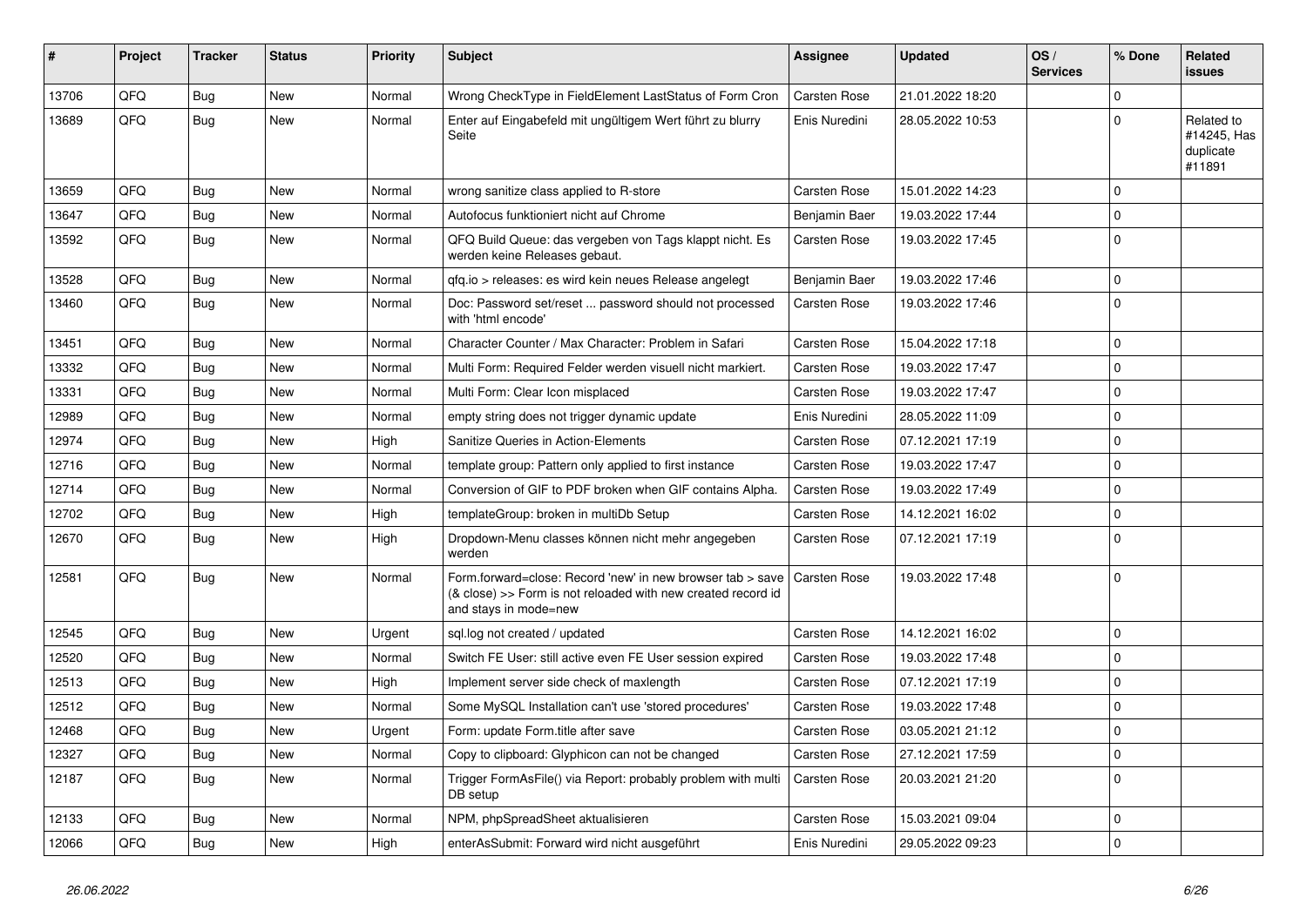| # | Project | Tracker | Status | Priority | Subject | Assignee | Updated | OS / Services | % Done | Related issues |
|---|---|---|---|---|---|---|---|---|---|---|
| 13706 | QFQ | Bug | New | Normal | Wrong CheckType in FieldElement LastStatus of Form Cron | Carsten Rose | 21.01.2022 18:20 | | 0 | |
| 13689 | QFQ | Bug | New | Normal | Enter auf Eingabefeld mit ungültigem Wert führt zu blurry Seite | Enis Nuredini | 28.05.2022 10:53 | | 0 | Related to #14245, Has duplicate #11891 |
| 13659 | QFQ | Bug | New | Normal | wrong sanitize class applied to R-store | Carsten Rose | 15.01.2022 14:23 | | 0 | |
| 13647 | QFQ | Bug | New | Normal | Autofocus funktioniert nicht auf Chrome | Benjamin Baer | 19.03.2022 17:44 | | 0 | |
| 13592 | QFQ | Bug | New | Normal | QFQ Build Queue: das vergeben von Tags klappt nicht. Es werden keine Releases gebaut. | Carsten Rose | 19.03.2022 17:45 | | 0 | |
| 13528 | QFQ | Bug | New | Normal | qfq.io > releases: es wird kein neues Release angelegt | Benjamin Baer | 19.03.2022 17:46 | | 0 | |
| 13460 | QFQ | Bug | New | Normal | Doc: Password set/reset ... password should not processed with 'html encode' | Carsten Rose | 19.03.2022 17:46 | | 0 | |
| 13451 | QFQ | Bug | New | Normal | Character Counter / Max Character: Problem in Safari | Carsten Rose | 15.04.2022 17:18 | | 0 | |
| 13332 | QFQ | Bug | New | Normal | Multi Form: Required Felder werden visuell nicht markiert. | Carsten Rose | 19.03.2022 17:47 | | 0 | |
| 13331 | QFQ | Bug | New | Normal | Multi Form: Clear Icon misplaced | Carsten Rose | 19.03.2022 17:47 | | 0 | |
| 12989 | QFQ | Bug | New | Normal | empty string does not trigger dynamic update | Enis Nuredini | 28.05.2022 11:09 | | 0 | |
| 12974 | QFQ | Bug | New | High | Sanitize Queries in Action-Elements | Carsten Rose | 07.12.2021 17:19 | | 0 | |
| 12716 | QFQ | Bug | New | Normal | template group: Pattern only applied to first instance | Carsten Rose | 19.03.2022 17:47 | | 0 | |
| 12714 | QFQ | Bug | New | Normal | Conversion of GIF to PDF broken when GIF contains Alpha. | Carsten Rose | 19.03.2022 17:49 | | 0 | |
| 12702 | QFQ | Bug | New | High | templateGroup: broken in multiDb Setup | Carsten Rose | 14.12.2021 16:02 | | 0 | |
| 12670 | QFQ | Bug | New | High | Dropdown-Menu classes können nicht mehr angegeben werden | Carsten Rose | 07.12.2021 17:19 | | 0 | |
| 12581 | QFQ | Bug | New | Normal | Form.forward=close: Record 'new' in new browser tab > save (& close) >> Form is not reloaded with new created record id and stays in mode=new | Carsten Rose | 19.03.2022 17:48 | | 0 | |
| 12545 | QFQ | Bug | New | Urgent | sql.log not created / updated | Carsten Rose | 14.12.2021 16:02 | | 0 | |
| 12520 | QFQ | Bug | New | Normal | Switch FE User: still active even FE User session expired | Carsten Rose | 19.03.2022 17:48 | | 0 | |
| 12513 | QFQ | Bug | New | High | Implement server side check of maxlength | Carsten Rose | 07.12.2021 17:19 | | 0 | |
| 12512 | QFQ | Bug | New | Normal | Some MySQL Installation can't use 'stored procedures' | Carsten Rose | 19.03.2022 17:48 | | 0 | |
| 12468 | QFQ | Bug | New | Urgent | Form: update Form.title after save | Carsten Rose | 03.05.2021 21:12 | | 0 | |
| 12327 | QFQ | Bug | New | Normal | Copy to clipboard: Glyphicon can not be changed | Carsten Rose | 27.12.2021 17:59 | | 0 | |
| 12187 | QFQ | Bug | New | Normal | Trigger FormAsFile() via Report: probably problem with multi DB setup | Carsten Rose | 20.03.2021 21:20 | | 0 | |
| 12133 | QFQ | Bug | New | Normal | NPM, phpSpreadSheet aktualisieren | Carsten Rose | 15.03.2021 09:04 | | 0 | |
| 12066 | QFQ | Bug | New | High | enterAsSubmit: Forward wird nicht ausgeführt | Enis Nuredini | 29.05.2022 09:23 | | 0 | |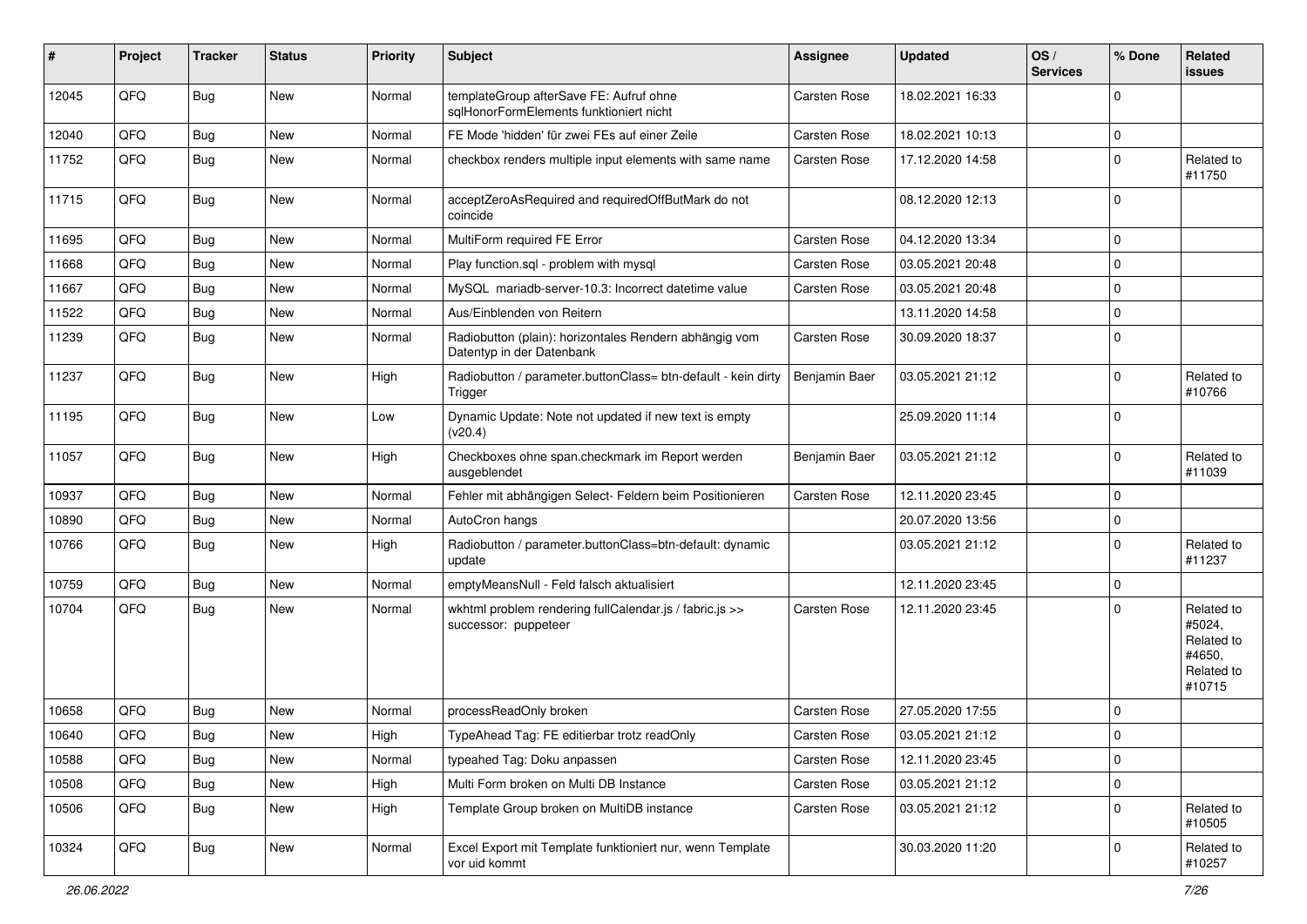| # | Project | Tracker | Status | Priority | Subject | Assignee | Updated | OS / Services | % Done | Related issues |
|---|---|---|---|---|---|---|---|---|---|---|
| 12045 | QFQ | Bug | New | Normal | templateGroup afterSave FE: Aufruf ohne sqlHonorFormElements funktioniert nicht | Carsten Rose | 18.02.2021 16:33 | | 0 | |
| 12040 | QFQ | Bug | New | Normal | FE Mode 'hidden' für zwei FEs auf einer Zeile | Carsten Rose | 18.02.2021 10:13 | | 0 | |
| 11752 | QFQ | Bug | New | Normal | checkbox renders multiple input elements with same name | Carsten Rose | 17.12.2020 14:58 | | 0 | Related to #11750 |
| 11715 | QFQ | Bug | New | Normal | acceptZeroAsRequired and requiredOffButMark do not coincide | | 08.12.2020 12:13 | | 0 | |
| 11695 | QFQ | Bug | New | Normal | MultiForm required FE Error | Carsten Rose | 04.12.2020 13:34 | | 0 | |
| 11668 | QFQ | Bug | New | Normal | Play function.sql - problem with mysql | Carsten Rose | 03.05.2021 20:48 | | 0 | |
| 11667 | QFQ | Bug | New | Normal | MySQL mariadb-server-10.3: Incorrect datetime value | Carsten Rose | 03.05.2021 20:48 | | 0 | |
| 11522 | QFQ | Bug | New | Normal | Aus/Einblenden von Reitern | | 13.11.2020 14:58 | | 0 | |
| 11239 | QFQ | Bug | New | Normal | Radiobutton (plain): horizontales Rendern abhängig vom Datentyp in der Datenbank | Carsten Rose | 30.09.2020 18:37 | | 0 | |
| 11237 | QFQ | Bug | New | High | Radiobutton / parameter.buttonClass= btn-default - kein dirty Trigger | Benjamin Baer | 03.05.2021 21:12 | | 0 | Related to #10766 |
| 11195 | QFQ | Bug | New | Low | Dynamic Update: Note not updated if new text is empty (v20.4) | | 25.09.2020 11:14 | | 0 | |
| 11057 | QFQ | Bug | New | High | Checkboxes ohne span.checkmark im Report werden ausgeblendet | Benjamin Baer | 03.05.2021 21:12 | | 0 | Related to #11039 |
| 10937 | QFQ | Bug | New | Normal | Fehler mit abhängigen Select- Feldern beim Positionieren | Carsten Rose | 12.11.2020 23:45 | | 0 | |
| 10890 | QFQ | Bug | New | Normal | AutoCron hangs | | 20.07.2020 13:56 | | 0 | |
| 10766 | QFQ | Bug | New | High | Radiobutton / parameter.buttonClass=btn-default: dynamic update | | 03.05.2021 21:12 | | 0 | Related to #11237 |
| 10759 | QFQ | Bug | New | Normal | emptyMeansNull - Feld falsch aktualisiert | | 12.11.2020 23:45 | | 0 | |
| 10704 | QFQ | Bug | New | Normal | wkhtml problem rendering fullCalendar.js / fabric.js >> successor: puppeteer | Carsten Rose | 12.11.2020 23:45 | | 0 | Related to #5024, Related to #4650, Related to #10715 |
| 10658 | QFQ | Bug | New | Normal | processReadOnly broken | Carsten Rose | 27.05.2020 17:55 | | 0 | |
| 10640 | QFQ | Bug | New | High | TypeAhead Tag: FE editierbar trotz readOnly | Carsten Rose | 03.05.2021 21:12 | | 0 | |
| 10588 | QFQ | Bug | New | Normal | typeahed Tag: Doku anpassen | Carsten Rose | 12.11.2020 23:45 | | 0 | |
| 10508 | QFQ | Bug | New | High | Multi Form broken on Multi DB Instance | Carsten Rose | 03.05.2021 21:12 | | 0 | |
| 10506 | QFQ | Bug | New | High | Template Group broken on MultiDB instance | Carsten Rose | 03.05.2021 21:12 | | 0 | Related to #10505 |
| 10324 | QFQ | Bug | New | Normal | Excel Export mit Template funktioniert nur, wenn Template vor uid kommt | | 30.03.2020 11:20 | | 0 | Related to #10257 |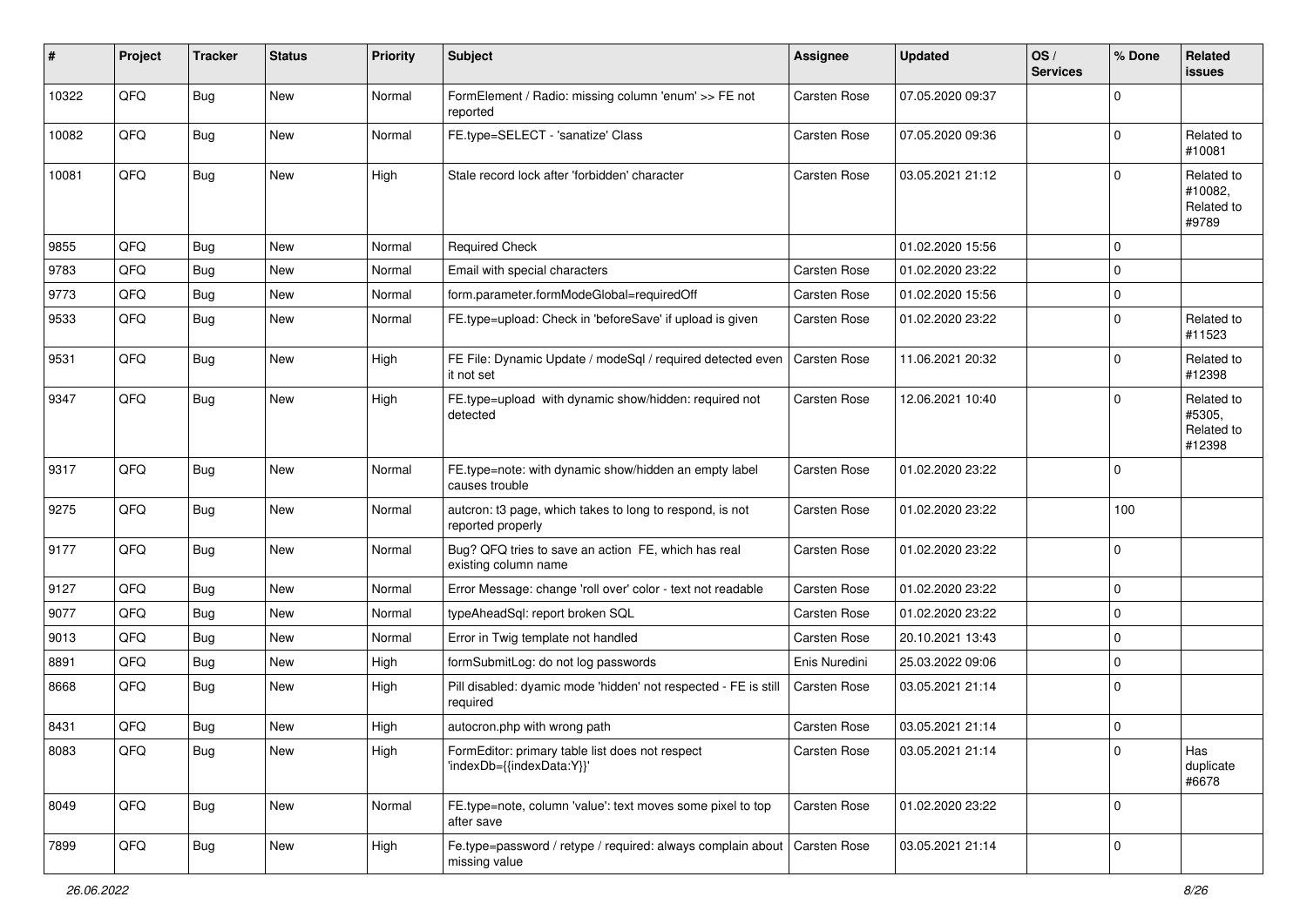| # | Project | Tracker | Status | Priority | Subject | Assignee | Updated | OS / Services | % Done | Related issues |
|---|---|---|---|---|---|---|---|---|---|---|
| 10322 | QFQ | Bug | New | Normal | FormElement / Radio: missing column 'enum' >> FE not reported | Carsten Rose | 07.05.2020 09:37 | | 0 | |
| 10082 | QFQ | Bug | New | Normal | FE.type=SELECT - 'sanatize' Class | Carsten Rose | 07.05.2020 09:36 | | 0 | Related to #10081 |
| 10081 | QFQ | Bug | New | High | Stale record lock after 'forbidden' character | Carsten Rose | 03.05.2021 21:12 | | 0 | Related to #10082, Related to #9789 |
| 9855 | QFQ | Bug | New | Normal | Required Check | | 01.02.2020 15:56 | | 0 | |
| 9783 | QFQ | Bug | New | Normal | Email with special characters | Carsten Rose | 01.02.2020 23:22 | | 0 | |
| 9773 | QFQ | Bug | New | Normal | form.parameter.formModeGlobal=requiredOff | Carsten Rose | 01.02.2020 15:56 | | 0 | |
| 9533 | QFQ | Bug | New | Normal | FE.type=upload: Check in 'beforeSave' if upload is given | Carsten Rose | 01.02.2020 23:22 | | 0 | Related to #11523 |
| 9531 | QFQ | Bug | New | High | FE File: Dynamic Update / modeSql / required detected even it not set | Carsten Rose | 11.06.2021 20:32 | | 0 | Related to #12398 |
| 9347 | QFQ | Bug | New | High | FE.type=upload with dynamic show/hidden: required not detected | Carsten Rose | 12.06.2021 10:40 | | 0 | Related to #5305, Related to #12398 |
| 9317 | QFQ | Bug | New | Normal | FE.type=note: with dynamic show/hidden an empty label causes trouble | Carsten Rose | 01.02.2020 23:22 | | 0 | |
| 9275 | QFQ | Bug | New | Normal | autcron: t3 page, which takes to long to respond, is not reported properly | Carsten Rose | 01.02.2020 23:22 | | 100 | |
| 9177 | QFQ | Bug | New | Normal | Bug? QFQ tries to save an action FE, which has real existing column name | Carsten Rose | 01.02.2020 23:22 | | 0 | |
| 9127 | QFQ | Bug | New | Normal | Error Message: change 'roll over' color - text not readable | Carsten Rose | 01.02.2020 23:22 | | 0 | |
| 9077 | QFQ | Bug | New | Normal | typeAheadSql: report broken SQL | Carsten Rose | 01.02.2020 23:22 | | 0 | |
| 9013 | QFQ | Bug | New | Normal | Error in Twig template not handled | Carsten Rose | 20.10.2021 13:43 | | 0 | |
| 8891 | QFQ | Bug | New | High | formSubmitLog: do not log passwords | Enis Nuredini | 25.03.2022 09:06 | | 0 | |
| 8668 | QFQ | Bug | New | High | Pill disabled: dyamic mode 'hidden' not respected - FE is still required | Carsten Rose | 03.05.2021 21:14 | | 0 | |
| 8431 | QFQ | Bug | New | High | autocron.php with wrong path | Carsten Rose | 03.05.2021 21:14 | | 0 | |
| 8083 | QFQ | Bug | New | High | FormEditor: primary table list does not respect 'indexDb={{indexData:Y}}' | Carsten Rose | 03.05.2021 21:14 | | 0 | Has duplicate #6678 |
| 8049 | QFQ | Bug | New | Normal | FE.type=note, column 'value': text moves some pixel to top after save | Carsten Rose | 01.02.2020 23:22 | | 0 | |
| 7899 | QFQ | Bug | New | High | Fe.type=password / retype / required: always complain about missing value | Carsten Rose | 03.05.2021 21:14 | | 0 | |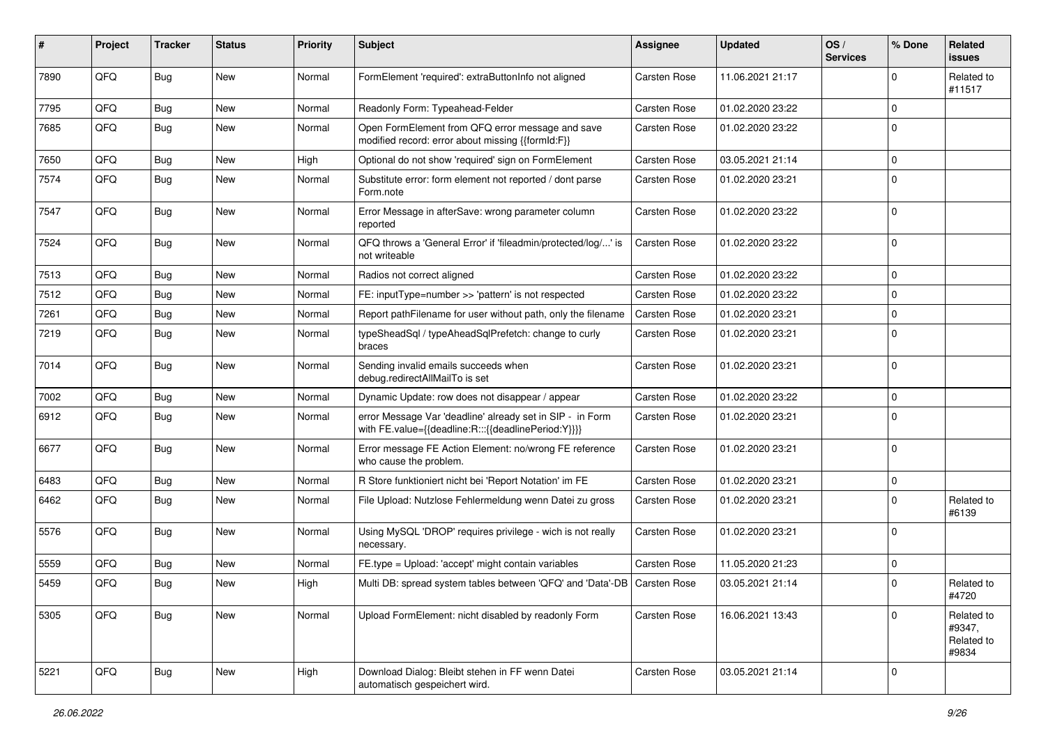| # | Project | Tracker | Status | Priority | Subject | Assignee | Updated | OS / Services | % Done | Related issues |
|---|---|---|---|---|---|---|---|---|---|---|
| 7890 | QFQ | Bug | New | Normal | FormElement 'required': extraButtonInfo not aligned | Carsten Rose | 11.06.2021 21:17 | | 0 | Related to #11517 |
| 7795 | QFQ | Bug | New | Normal | Readonly Form: Typeahead-Felder | Carsten Rose | 01.02.2020 23:22 | | 0 | |
| 7685 | QFQ | Bug | New | Normal | Open FormElement from QFQ error message and save modified record: error about missing {{formId:F}} | Carsten Rose | 01.02.2020 23:22 | | 0 | |
| 7650 | QFQ | Bug | New | High | Optional do not show 'required' sign on FormElement | Carsten Rose | 03.05.2021 21:14 | | 0 | |
| 7574 | QFQ | Bug | New | Normal | Substitute error: form element not reported / dont parse Form.note | Carsten Rose | 01.02.2020 23:21 | | 0 | |
| 7547 | QFQ | Bug | New | Normal | Error Message in afterSave: wrong parameter column reported | Carsten Rose | 01.02.2020 23:22 | | 0 | |
| 7524 | QFQ | Bug | New | Normal | QFQ throws a 'General Error' if 'fileadmin/protected/log/...' is not writeable | Carsten Rose | 01.02.2020 23:22 | | 0 | |
| 7513 | QFQ | Bug | New | Normal | Radios not correct aligned | Carsten Rose | 01.02.2020 23:22 | | 0 | |
| 7512 | QFQ | Bug | New | Normal | FE: inputType=number >> 'pattern' is not respected | Carsten Rose | 01.02.2020 23:22 | | 0 | |
| 7261 | QFQ | Bug | New | Normal | Report pathFilename for user without path, only the filename | Carsten Rose | 01.02.2020 23:21 | | 0 | |
| 7219 | QFQ | Bug | New | Normal | typeSheadSql / typeAheadSqlPrefetch: change to curly braces | Carsten Rose | 01.02.2020 23:21 | | 0 | |
| 7014 | QFQ | Bug | New | Normal | Sending invalid emails succeeds when debug.redirectAllMailTo is set | Carsten Rose | 01.02.2020 23:21 | | 0 | |
| 7002 | QFQ | Bug | New | Normal | Dynamic Update: row does not disappear / appear | Carsten Rose | 01.02.2020 23:22 | | 0 | |
| 6912 | QFQ | Bug | New | Normal | error Message Var 'deadline' already set in SIP - in Form with FE.value={{deadline:R:::{{deadlinePeriod:Y}}}} | Carsten Rose | 01.02.2020 23:21 | | 0 | |
| 6677 | QFQ | Bug | New | Normal | Error message FE Action Element: no/wrong FE reference who cause the problem. | Carsten Rose | 01.02.2020 23:21 | | 0 | |
| 6483 | QFQ | Bug | New | Normal | R Store funktioniert nicht bei 'Report Notation' im FE | Carsten Rose | 01.02.2020 23:21 | | 0 | |
| 6462 | QFQ | Bug | New | Normal | File Upload: Nutzlose Fehlermeldung wenn Datei zu gross | Carsten Rose | 01.02.2020 23:21 | | 0 | Related to #6139 |
| 5576 | QFQ | Bug | New | Normal | Using MySQL 'DROP' requires privilege - wich is not really necessary. | Carsten Rose | 01.02.2020 23:21 | | 0 | |
| 5559 | QFQ | Bug | New | Normal | FE.type = Upload: 'accept' might contain variables | Carsten Rose | 11.05.2020 21:23 | | 0 | |
| 5459 | QFQ | Bug | New | High | Multi DB: spread system tables between 'QFQ' and 'Data'-DB | Carsten Rose | 03.05.2021 21:14 | | 0 | Related to #4720 |
| 5305 | QFQ | Bug | New | Normal | Upload FormElement: nicht disabled by readonly Form | Carsten Rose | 16.06.2021 13:43 | | 0 | Related to #9347, Related to #9834 |
| 5221 | QFQ | Bug | New | High | Download Dialog: Bleibt stehen in FF wenn Datei automatisch gespeichert wird. | Carsten Rose | 03.05.2021 21:14 | | 0 | |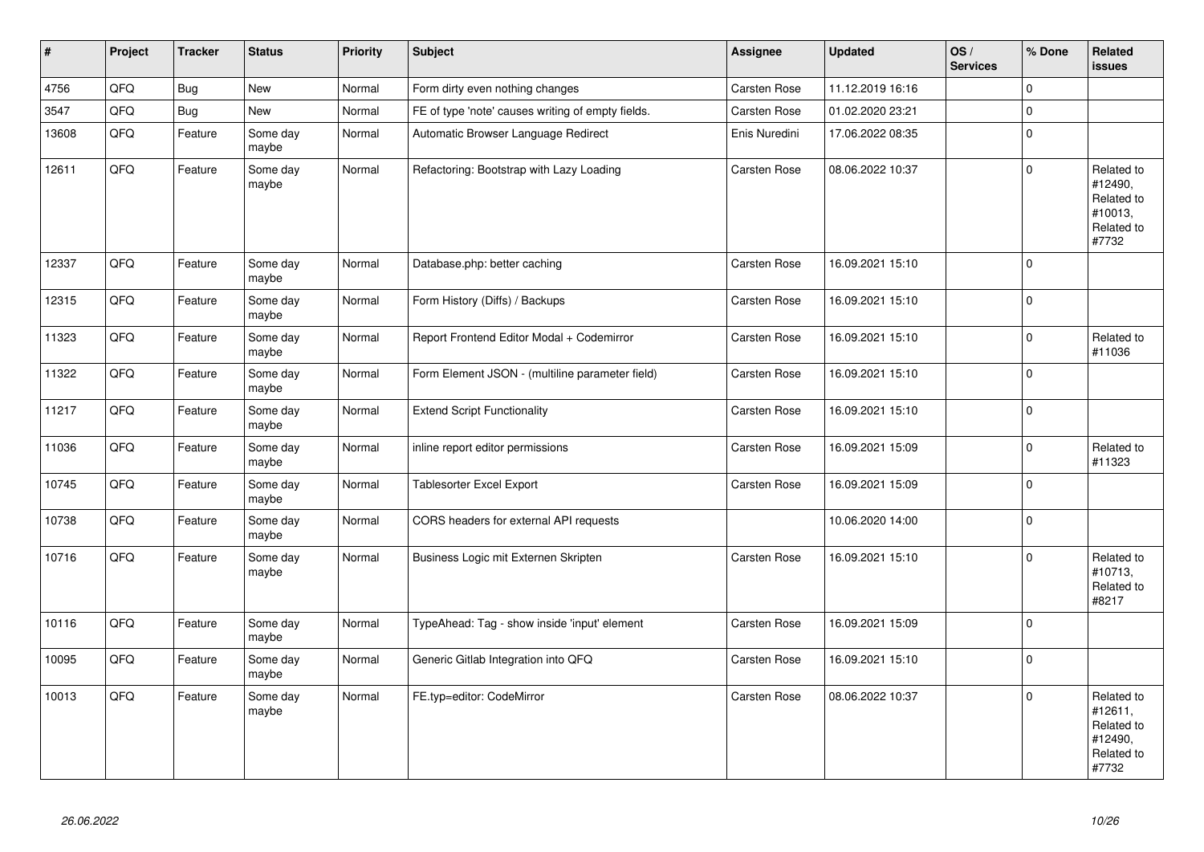| # | Project | Tracker | Status | Priority | Subject | Assignee | Updated | OS / Services | % Done | Related issues |
|---|---|---|---|---|---|---|---|---|---|---|
| 4756 | QFQ | Bug | New | Normal | Form dirty even nothing changes | Carsten Rose | 11.12.2019 16:16 | | 0 | |
| 3547 | QFQ | Bug | New | Normal | FE of type 'note' causes writing of empty fields. | Carsten Rose | 01.02.2020 23:21 | | 0 | |
| 13608 | QFQ | Feature | Some day maybe | Normal | Automatic Browser Language Redirect | Enis Nuredini | 17.06.2022 08:35 | | 0 | |
| 12611 | QFQ | Feature | Some day maybe | Normal | Refactoring: Bootstrap with Lazy Loading | Carsten Rose | 08.06.2022 10:37 | | 0 | Related to #12490, Related to #10013, Related to #7732 |
| 12337 | QFQ | Feature | Some day maybe | Normal | Database.php: better caching | Carsten Rose | 16.09.2021 15:10 | | 0 | |
| 12315 | QFQ | Feature | Some day maybe | Normal | Form History (Diffs) / Backups | Carsten Rose | 16.09.2021 15:10 | | 0 | |
| 11323 | QFQ | Feature | Some day maybe | Normal | Report Frontend Editor Modal + Codemirror | Carsten Rose | 16.09.2021 15:10 | | 0 | Related to #11036 |
| 11322 | QFQ | Feature | Some day maybe | Normal | Form Element JSON - (multiline parameter field) | Carsten Rose | 16.09.2021 15:10 | | 0 | |
| 11217 | QFQ | Feature | Some day maybe | Normal | Extend Script Functionality | Carsten Rose | 16.09.2021 15:10 | | 0 | |
| 11036 | QFQ | Feature | Some day maybe | Normal | inline report editor permissions | Carsten Rose | 16.09.2021 15:09 | | 0 | Related to #11323 |
| 10745 | QFQ | Feature | Some day maybe | Normal | Tablesorter Excel Export | Carsten Rose | 16.09.2021 15:09 | | 0 | |
| 10738 | QFQ | Feature | Some day maybe | Normal | CORS headers for external API requests | | 10.06.2020 14:00 | | 0 | |
| 10716 | QFQ | Feature | Some day maybe | Normal | Business Logic mit Externen Skripten | Carsten Rose | 16.09.2021 15:10 | | 0 | Related to #10713, Related to #8217 |
| 10116 | QFQ | Feature | Some day maybe | Normal | TypeAhead: Tag - show inside 'input' element | Carsten Rose | 16.09.2021 15:09 | | 0 | |
| 10095 | QFQ | Feature | Some day maybe | Normal | Generic Gitlab Integration into QFQ | Carsten Rose | 16.09.2021 15:10 | | 0 | |
| 10013 | QFQ | Feature | Some day maybe | Normal | FE.typ=editor: CodeMirror | Carsten Rose | 08.06.2022 10:37 | | 0 | Related to #12611, Related to #12490, Related to #7732 |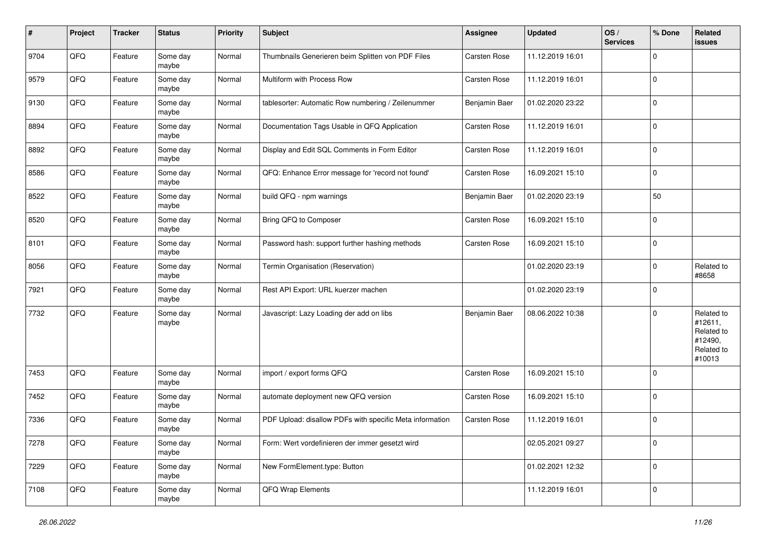| # | Project | Tracker | Status | Priority | Subject | Assignee | Updated | OS / Services | % Done | Related issues |
|---|---|---|---|---|---|---|---|---|---|---|
| 9704 | QFQ | Feature | Some day maybe | Normal | Thumbnails Generieren beim Splitten von PDF Files | Carsten Rose | 11.12.2019 16:01 | | 0 | |
| 9579 | QFQ | Feature | Some day maybe | Normal | Multiform with Process Row | Carsten Rose | 11.12.2019 16:01 | | 0 | |
| 9130 | QFQ | Feature | Some day maybe | Normal | tablesorter: Automatic Row numbering / Zeilenummer | Benjamin Baer | 01.02.2020 23:22 | | 0 | |
| 8894 | QFQ | Feature | Some day maybe | Normal | Documentation Tags Usable in QFQ Application | Carsten Rose | 11.12.2019 16:01 | | 0 | |
| 8892 | QFQ | Feature | Some day maybe | Normal | Display and Edit SQL Comments in Form Editor | Carsten Rose | 11.12.2019 16:01 | | 0 | |
| 8586 | QFQ | Feature | Some day maybe | Normal | QFQ: Enhance Error message for 'record not found' | Carsten Rose | 16.09.2021 15:10 | | 0 | |
| 8522 | QFQ | Feature | Some day maybe | Normal | build QFQ - npm warnings | Benjamin Baer | 01.02.2020 23:19 | | 50 | |
| 8520 | QFQ | Feature | Some day maybe | Normal | Bring QFQ to Composer | Carsten Rose | 16.09.2021 15:10 | | 0 | |
| 8101 | QFQ | Feature | Some day maybe | Normal | Password hash: support further hashing methods | Carsten Rose | 16.09.2021 15:10 | | 0 | |
| 8056 | QFQ | Feature | Some day maybe | Normal | Termin Organisation (Reservation) | | 01.02.2020 23:19 | | 0 | Related to #8658 |
| 7921 | QFQ | Feature | Some day maybe | Normal | Rest API Export: URL kuerzer machen | | 01.02.2020 23:19 | | 0 | |
| 7732 | QFQ | Feature | Some day maybe | Normal | Javascript: Lazy Loading der add on libs | Benjamin Baer | 08.06.2022 10:38 | | 0 | Related to #12611, Related to #12490, Related to #10013 |
| 7453 | QFQ | Feature | Some day maybe | Normal | import / export forms QFQ | Carsten Rose | 16.09.2021 15:10 | | 0 | |
| 7452 | QFQ | Feature | Some day maybe | Normal | automate deployment new QFQ version | Carsten Rose | 16.09.2021 15:10 | | 0 | |
| 7336 | QFQ | Feature | Some day maybe | Normal | PDF Upload: disallow PDFs with specific Meta information | Carsten Rose | 11.12.2019 16:01 | | 0 | |
| 7278 | QFQ | Feature | Some day maybe | Normal | Form: Wert vordefinieren der immer gesetzt wird | | 02.05.2021 09:27 | | 0 | |
| 7229 | QFQ | Feature | Some day maybe | Normal | New FormElement.type: Button | | 01.02.2021 12:32 | | 0 | |
| 7108 | QFQ | Feature | Some day maybe | Normal | QFQ Wrap Elements | | 11.12.2019 16:01 | | 0 | |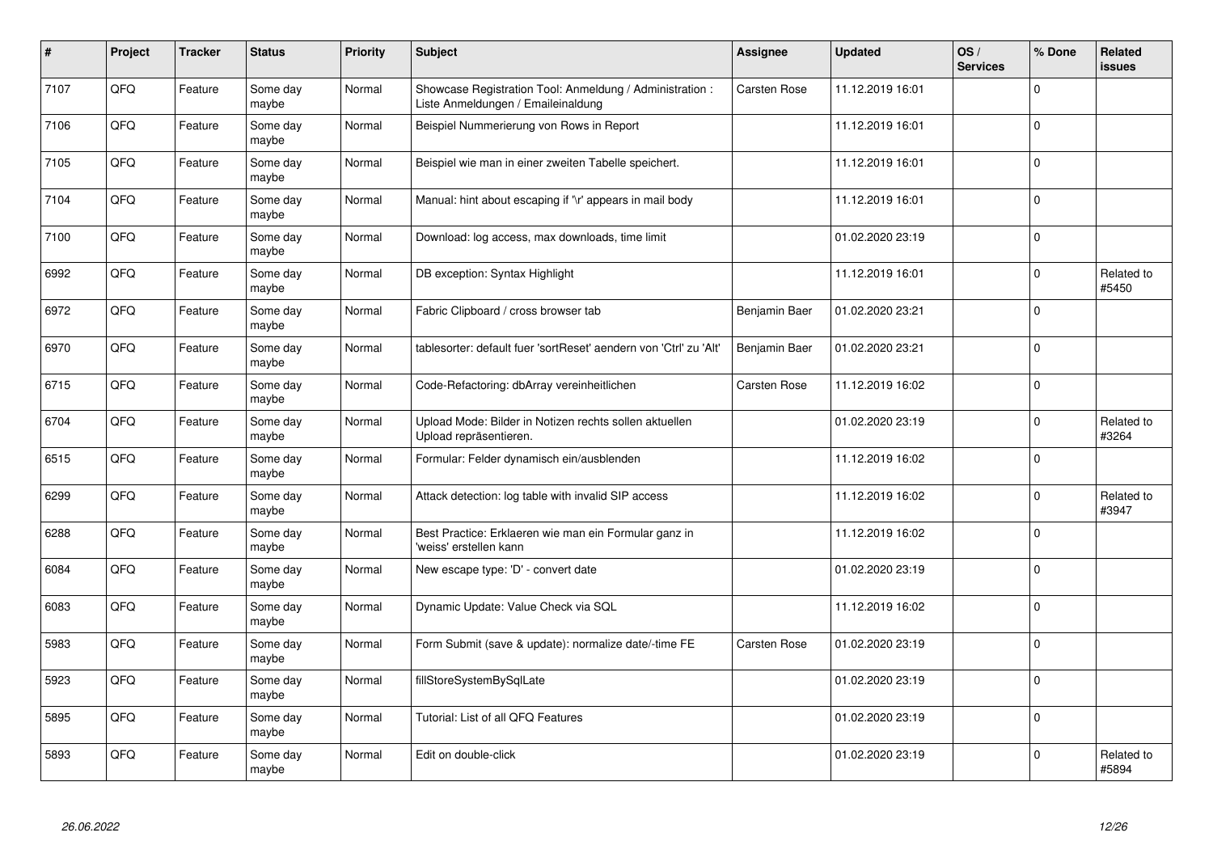| # | Project | Tracker | Status | Priority | Subject | Assignee | Updated | OS / Services | % Done | Related issues |
|---|---|---|---|---|---|---|---|---|---|---|
| 7107 | QFQ | Feature | Some day maybe | Normal | Showcase Registration Tool: Anmeldung / Administration : Liste Anmeldungen / Emaileinaldung | Carsten Rose | 11.12.2019 16:01 | | 0 | |
| 7106 | QFQ | Feature | Some day maybe | Normal | Beispiel Nummerierung von Rows in Report | | 11.12.2019 16:01 | | 0 | |
| 7105 | QFQ | Feature | Some day maybe | Normal | Beispiel wie man in einer zweiten Tabelle speichert. | | 11.12.2019 16:01 | | 0 | |
| 7104 | QFQ | Feature | Some day maybe | Normal | Manual: hint about escaping if '\r' appears in mail body | | 11.12.2019 16:01 | | 0 | |
| 7100 | QFQ | Feature | Some day maybe | Normal | Download: log access, max downloads, time limit | | 01.02.2020 23:19 | | 0 | |
| 6992 | QFQ | Feature | Some day maybe | Normal | DB exception: Syntax Highlight | | 11.12.2019 16:01 | | 0 | Related to #5450 |
| 6972 | QFQ | Feature | Some day maybe | Normal | Fabric Clipboard / cross browser tab | Benjamin Baer | 01.02.2020 23:21 | | 0 | |
| 6970 | QFQ | Feature | Some day maybe | Normal | tablesorter: default fuer 'sortReset' aendern von 'Ctrl' zu 'Alt' | Benjamin Baer | 01.02.2020 23:21 | | 0 | |
| 6715 | QFQ | Feature | Some day maybe | Normal | Code-Refactoring: dbArray vereinheitlichen | Carsten Rose | 11.12.2019 16:02 | | 0 | |
| 6704 | QFQ | Feature | Some day maybe | Normal | Upload Mode: Bilder in Notizen rechts sollen aktuellen Upload repräsentieren. | | 01.02.2020 23:19 | | 0 | Related to #3264 |
| 6515 | QFQ | Feature | Some day maybe | Normal | Formular: Felder dynamisch ein/ausblenden | | 11.12.2019 16:02 | | 0 | |
| 6299 | QFQ | Feature | Some day maybe | Normal | Attack detection: log table with invalid SIP access | | 11.12.2019 16:02 | | 0 | Related to #3947 |
| 6288 | QFQ | Feature | Some day maybe | Normal | Best Practice: Erklaeren wie man ein Formular ganz in 'weiss' erstellen kann | | 11.12.2019 16:02 | | 0 | |
| 6084 | QFQ | Feature | Some day maybe | Normal | New escape type: 'D' - convert date | | 01.02.2020 23:19 | | 0 | |
| 6083 | QFQ | Feature | Some day maybe | Normal | Dynamic Update: Value Check via SQL | | 11.12.2019 16:02 | | 0 | |
| 5983 | QFQ | Feature | Some day maybe | Normal | Form Submit (save & update): normalize date/-time FE | Carsten Rose | 01.02.2020 23:19 | | 0 | |
| 5923 | QFQ | Feature | Some day maybe | Normal | fillStoreSystemBySqlLate | | 01.02.2020 23:19 | | 0 | |
| 5895 | QFQ | Feature | Some day maybe | Normal | Tutorial: List of all QFQ Features | | 01.02.2020 23:19 | | 0 | |
| 5893 | QFQ | Feature | Some day maybe | Normal | Edit on double-click | | 01.02.2020 23:19 | | 0 | Related to #5894 |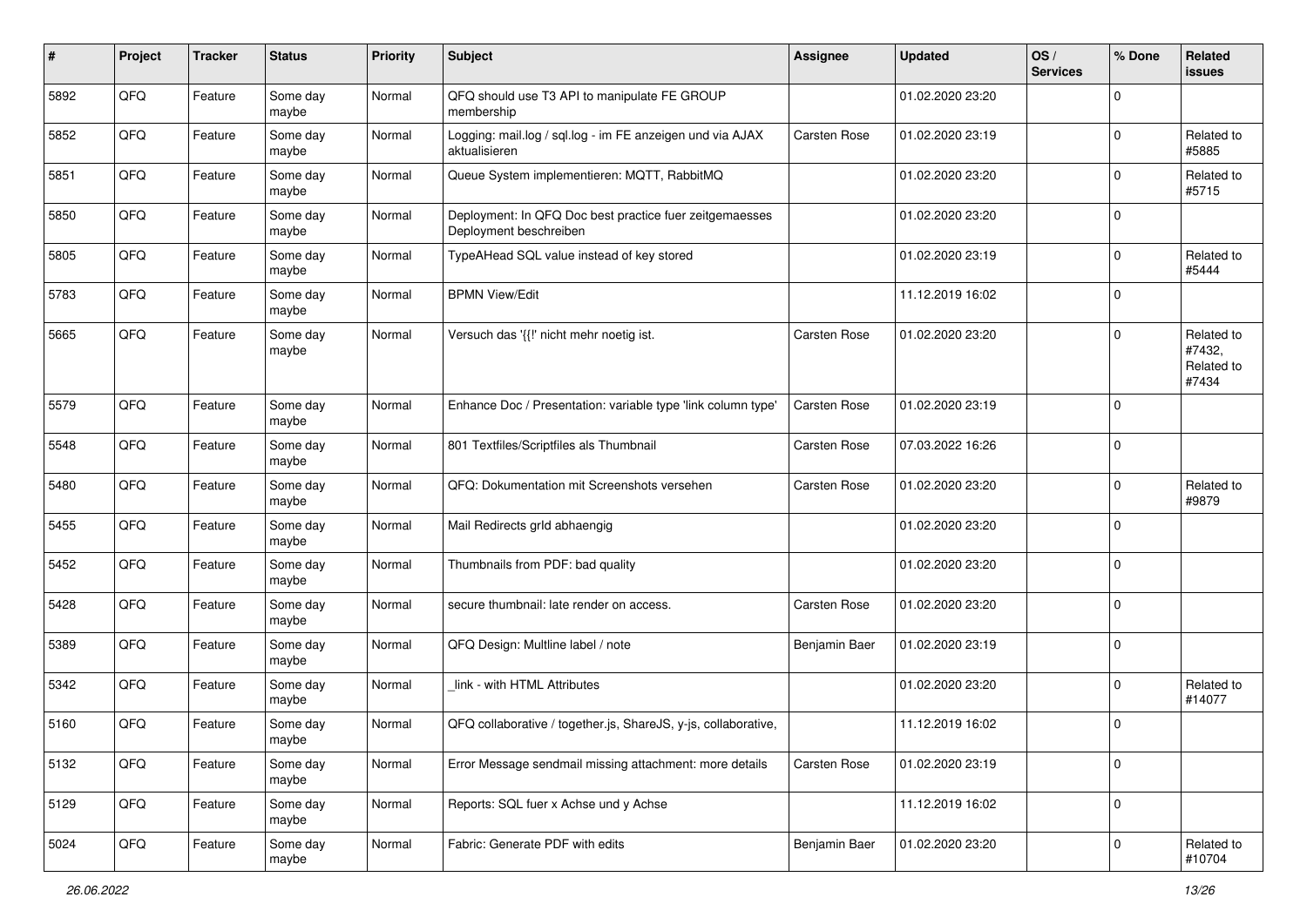| # | Project | Tracker | Status | Priority | Subject | Assignee | Updated | OS / Services | % Done | Related issues |
|---|---|---|---|---|---|---|---|---|---|---|
| 5892 | QFQ | Feature | Some day maybe | Normal | QFQ should use T3 API to manipulate FE GROUP membership | | 01.02.2020 23:20 | | 0 | |
| 5852 | QFQ | Feature | Some day maybe | Normal | Logging: mail.log / sql.log - im FE anzeigen und via AJAX aktualisieren | Carsten Rose | 01.02.2020 23:19 | | 0 | Related to #5885 |
| 5851 | QFQ | Feature | Some day maybe | Normal | Queue System implementieren: MQTT, RabbitMQ | | 01.02.2020 23:20 | | 0 | Related to #5715 |
| 5850 | QFQ | Feature | Some day maybe | Normal | Deployment: In QFQ Doc best practice fuer zeitgemaesses Deployment beschreiben | | 01.02.2020 23:20 | | 0 | |
| 5805 | QFQ | Feature | Some day maybe | Normal | TypeAHead SQL value instead of key stored | | 01.02.2020 23:19 | | 0 | Related to #5444 |
| 5783 | QFQ | Feature | Some day maybe | Normal | BPMN View/Edit | | 11.12.2019 16:02 | | 0 | |
| 5665 | QFQ | Feature | Some day maybe | Normal | Versuch das '{{!' nicht mehr noetig ist. | Carsten Rose | 01.02.2020 23:20 | | 0 | Related to #7432, Related to #7434 |
| 5579 | QFQ | Feature | Some day maybe | Normal | Enhance Doc / Presentation: variable type 'link column type' | Carsten Rose | 01.02.2020 23:19 | | 0 | |
| 5548 | QFQ | Feature | Some day maybe | Normal | 801 Textfiles/Scriptfiles als Thumbnail | Carsten Rose | 07.03.2022 16:26 | | 0 | |
| 5480 | QFQ | Feature | Some day maybe | Normal | QFQ: Dokumentation mit Screenshots versehen | Carsten Rose | 01.02.2020 23:20 | | 0 | Related to #9879 |
| 5455 | QFQ | Feature | Some day maybe | Normal | Mail Redirects grId abhaengig | | 01.02.2020 23:20 | | 0 | |
| 5452 | QFQ | Feature | Some day maybe | Normal | Thumbnails from PDF: bad quality | | 01.02.2020 23:20 | | 0 | |
| 5428 | QFQ | Feature | Some day maybe | Normal | secure thumbnail: late render on access. | Carsten Rose | 01.02.2020 23:20 | | 0 | |
| 5389 | QFQ | Feature | Some day maybe | Normal | QFQ Design: Multline label / note | Benjamin Baer | 01.02.2020 23:19 | | 0 | |
| 5342 | QFQ | Feature | Some day maybe | Normal | _link - with HTML Attributes | | 01.02.2020 23:20 | | 0 | Related to #14077 |
| 5160 | QFQ | Feature | Some day maybe | Normal | QFQ collaborative / together.js, ShareJS, y-js, collaborative, | | 11.12.2019 16:02 | | 0 | |
| 5132 | QFQ | Feature | Some day maybe | Normal | Error Message sendmail missing attachment: more details | Carsten Rose | 01.02.2020 23:19 | | 0 | |
| 5129 | QFQ | Feature | Some day maybe | Normal | Reports: SQL fuer x Achse und y Achse | | 11.12.2019 16:02 | | 0 | |
| 5024 | QFQ | Feature | Some day maybe | Normal | Fabric: Generate PDF with edits | Benjamin Baer | 01.02.2020 23:20 | | 0 | Related to #10704 |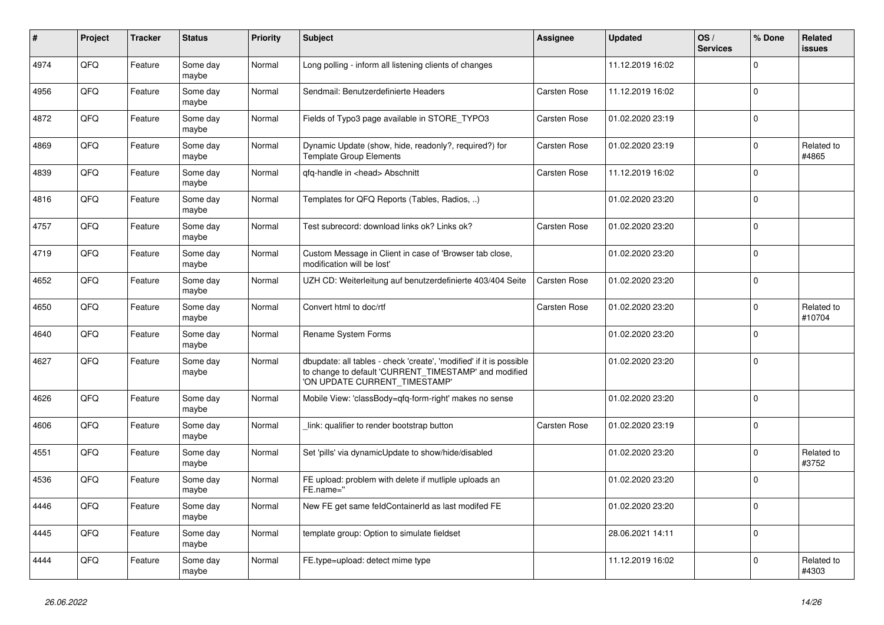| # | Project | Tracker | Status | Priority | Subject | Assignee | Updated | OS / Services | % Done | Related issues |
|---|---|---|---|---|---|---|---|---|---|---|
| 4974 | QFQ | Feature | Some day maybe | Normal | Long polling - inform all listening clients of changes | | 11.12.2019 16:02 | | 0 | |
| 4956 | QFQ | Feature | Some day maybe | Normal | Sendmail: Benutzerdefinierte Headers | Carsten Rose | 11.12.2019 16:02 | | 0 | |
| 4872 | QFQ | Feature | Some day maybe | Normal | Fields of Typo3 page available in STORE_TYPO3 | Carsten Rose | 01.02.2020 23:19 | | 0 | |
| 4869 | QFQ | Feature | Some day maybe | Normal | Dynamic Update (show, hide, readonly?, required?) for Template Group Elements | Carsten Rose | 01.02.2020 23:19 | | 0 | Related to #4865 |
| 4839 | QFQ | Feature | Some day maybe | Normal | qfq-handle in <head> Abschnitt | Carsten Rose | 11.12.2019 16:02 | | 0 | |
| 4816 | QFQ | Feature | Some day maybe | Normal | Templates for QFQ Reports (Tables, Radios, ..) | | 01.02.2020 23:20 | | 0 | |
| 4757 | QFQ | Feature | Some day maybe | Normal | Test subrecord: download links ok? Links ok? | Carsten Rose | 01.02.2020 23:20 | | 0 | |
| 4719 | QFQ | Feature | Some day maybe | Normal | Custom Message in Client in case of 'Browser tab close, modification will be lost' | | 01.02.2020 23:20 | | 0 | |
| 4652 | QFQ | Feature | Some day maybe | Normal | UZH CD: Weiterleitung auf benutzerdefinierte 403/404 Seite | Carsten Rose | 01.02.2020 23:20 | | 0 | |
| 4650 | QFQ | Feature | Some day maybe | Normal | Convert html to doc/rtf | Carsten Rose | 01.02.2020 23:20 | | 0 | Related to #10704 |
| 4640 | QFQ | Feature | Some day maybe | Normal | Rename System Forms | | 01.02.2020 23:20 | | 0 | |
| 4627 | QFQ | Feature | Some day maybe | Normal | dbupdate: all tables - check 'create', 'modified' if it is possible to change to default 'CURRENT_TIMESTAMP' and modified 'ON UPDATE CURRENT_TIMESTAMP' | | 01.02.2020 23:20 | | 0 | |
| 4626 | QFQ | Feature | Some day maybe | Normal | Mobile View: 'classBody=qfq-form-right' makes no sense | | 01.02.2020 23:20 | | 0 | |
| 4606 | QFQ | Feature | Some day maybe | Normal | _link: qualifier to render bootstrap button | Carsten Rose | 01.02.2020 23:19 | | 0 | |
| 4551 | QFQ | Feature | Some day maybe | Normal | Set 'pills' via dynamicUpdate to show/hide/disabled | | 01.02.2020 23:20 | | 0 | Related to #3752 |
| 4536 | QFQ | Feature | Some day maybe | Normal | FE upload: problem with delete if mutliple uploads an FE.name=" | | 01.02.2020 23:20 | | 0 | |
| 4446 | QFQ | Feature | Some day maybe | Normal | New FE get same feldContainerId as last modifed FE | | 01.02.2020 23:20 | | 0 | |
| 4445 | QFQ | Feature | Some day maybe | Normal | template group: Option to simulate fieldset | | 28.06.2021 14:11 | | 0 | |
| 4444 | QFQ | Feature | Some day maybe | Normal | FE.type=upload: detect mime type | | 11.12.2019 16:02 | | 0 | Related to #4303 |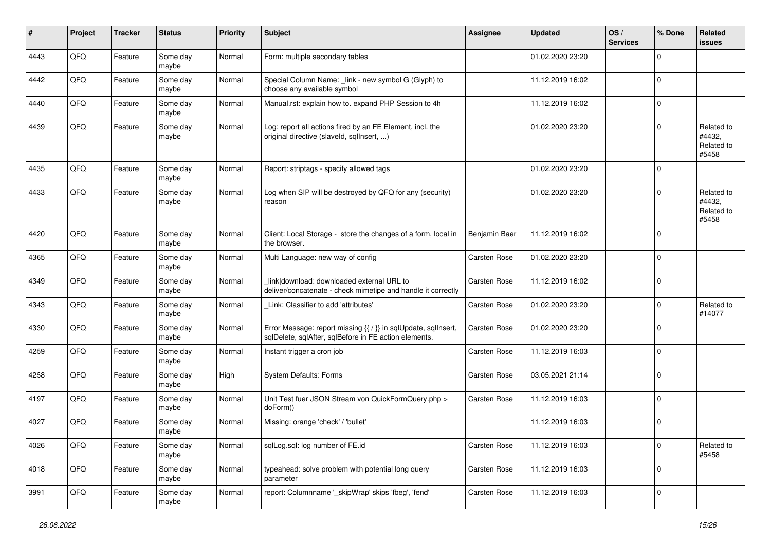| # | Project | Tracker | Status | Priority | Subject | Assignee | Updated | OS / Services | % Done | Related issues |
|---|---|---|---|---|---|---|---|---|---|---|
| 4443 | QFQ | Feature | Some day maybe | Normal | Form: multiple secondary tables | | 01.02.2020 23:20 | | 0 | |
| 4442 | QFQ | Feature | Some day maybe | Normal | Special Column Name: _link - new symbol G (Glyph) to choose any available symbol | | 11.12.2019 16:02 | | 0 | |
| 4440 | QFQ | Feature | Some day maybe | Normal | Manual.rst: explain how to. expand PHP Session to 4h | | 11.12.2019 16:02 | | 0 | |
| 4439 | QFQ | Feature | Some day maybe | Normal | Log: report all actions fired by an FE Element, incl. the original directive (slaveId, sqlInsert, ...) | | 01.02.2020 23:20 | | 0 | Related to #4432, Related to #5458 |
| 4435 | QFQ | Feature | Some day maybe | Normal | Report: striptags - specify allowed tags | | 01.02.2020 23:20 | | 0 | |
| 4433 | QFQ | Feature | Some day maybe | Normal | Log when SIP will be destroyed by QFQ for any (security) reason | | 01.02.2020 23:20 | | 0 | Related to #4432, Related to #5458 |
| 4420 | QFQ | Feature | Some day maybe | Normal | Client: Local Storage - store the changes of a form, local in the browser. | Benjamin Baer | 11.12.2019 16:02 | | 0 | |
| 4365 | QFQ | Feature | Some day maybe | Normal | Multi Language: new way of config | Carsten Rose | 01.02.2020 23:20 | | 0 | |
| 4349 | QFQ | Feature | Some day maybe | Normal | _link\|download: downloaded external URL to deliver/concatenate - check mimetipe and handle it correctly | Carsten Rose | 11.12.2019 16:02 | | 0 | |
| 4343 | QFQ | Feature | Some day maybe | Normal | _Link: Classifier to add 'attributes' | Carsten Rose | 01.02.2020 23:20 | | 0 | Related to #14077 |
| 4330 | QFQ | Feature | Some day maybe | Normal | Error Message: report missing {{ / }} in sqlUpdate, sqlInsert, sqlDelete, sqlAfter, sqlBefore in FE action elements. | Carsten Rose | 01.02.2020 23:20 | | 0 | |
| 4259 | QFQ | Feature | Some day maybe | Normal | Instant trigger a cron job | Carsten Rose | 11.12.2019 16:03 | | 0 | |
| 4258 | QFQ | Feature | Some day maybe | High | System Defaults: Forms | Carsten Rose | 03.05.2021 21:14 | | 0 | |
| 4197 | QFQ | Feature | Some day maybe | Normal | Unit Test fuer JSON Stream von QuickFormQuery.php > doForm() | Carsten Rose | 11.12.2019 16:03 | | 0 | |
| 4027 | QFQ | Feature | Some day maybe | Normal | Missing: orange 'check' / 'bullet' | | 11.12.2019 16:03 | | 0 | |
| 4026 | QFQ | Feature | Some day maybe | Normal | sqlLog.sql: log number of FE.id | Carsten Rose | 11.12.2019 16:03 | | 0 | Related to #5458 |
| 4018 | QFQ | Feature | Some day maybe | Normal | typeahead: solve problem with potential long query parameter | Carsten Rose | 11.12.2019 16:03 | | 0 | |
| 3991 | QFQ | Feature | Some day maybe | Normal | report: Columnname '_skipWrap' skips 'fbeg', 'fend' | Carsten Rose | 11.12.2019 16:03 | | 0 | |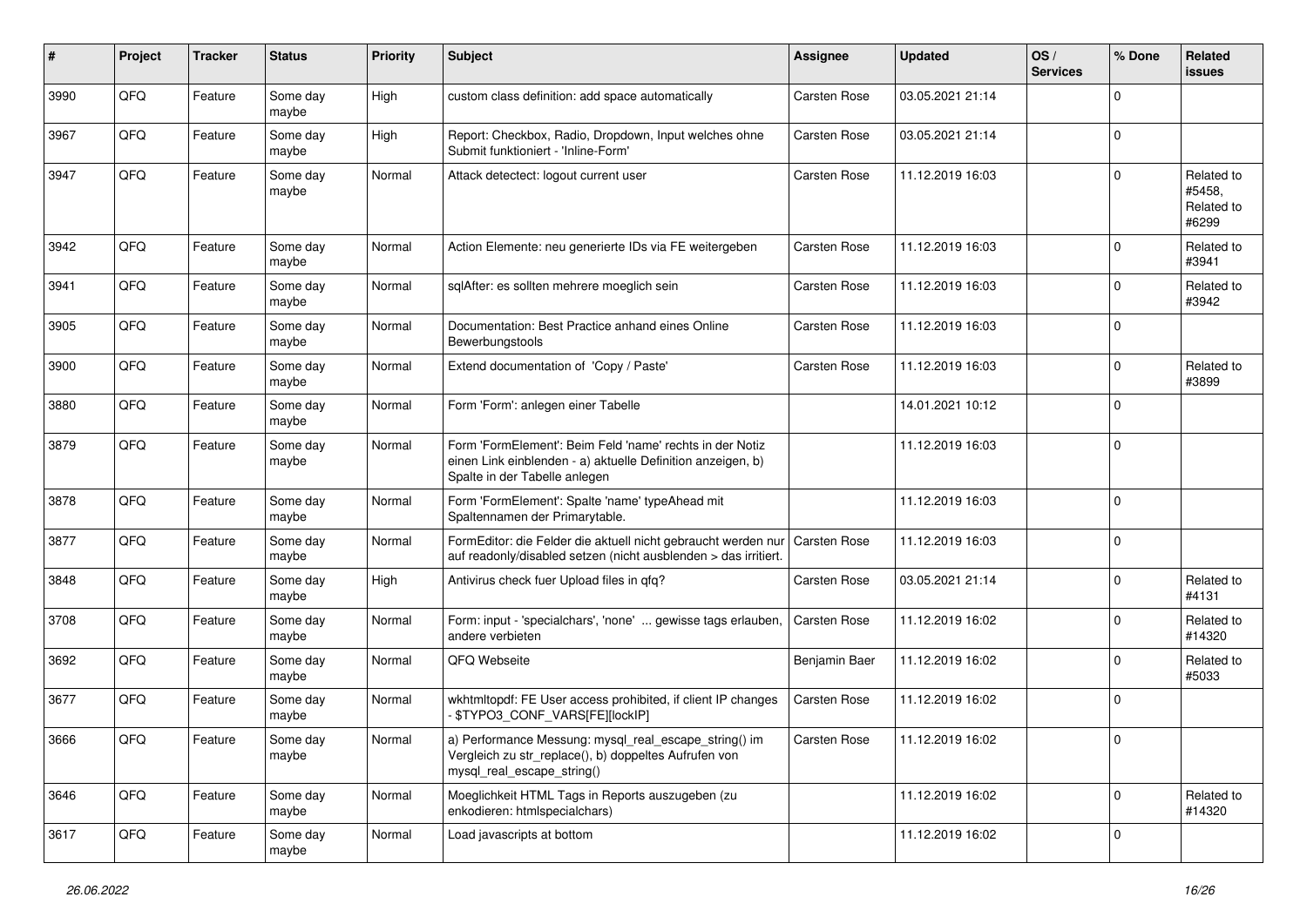| # | Project | Tracker | Status | Priority | Subject | Assignee | Updated | OS / Services | % Done | Related issues |
|---|---|---|---|---|---|---|---|---|---|---|
| 3990 | QFQ | Feature | Some day maybe | High | custom class definition: add space automatically | Carsten Rose | 03.05.2021 21:14 | | 0 | |
| 3967 | QFQ | Feature | Some day maybe | High | Report: Checkbox, Radio, Dropdown, Input welches ohne Submit funktioniert - 'Inline-Form' | Carsten Rose | 03.05.2021 21:14 | | 0 | |
| 3947 | QFQ | Feature | Some day maybe | Normal | Attack detectect: logout current user | Carsten Rose | 11.12.2019 16:03 | | 0 | Related to #5458, Related to #6299 |
| 3942 | QFQ | Feature | Some day maybe | Normal | Action Elemente: neu generierte IDs via FE weitergeben | Carsten Rose | 11.12.2019 16:03 | | 0 | Related to #3941 |
| 3941 | QFQ | Feature | Some day maybe | Normal | sqlAfter: es sollten mehrere moeglich sein | Carsten Rose | 11.12.2019 16:03 | | 0 | Related to #3942 |
| 3905 | QFQ | Feature | Some day maybe | Normal | Documentation: Best Practice anhand eines Online Bewerbungstools | Carsten Rose | 11.12.2019 16:03 | | 0 | |
| 3900 | QFQ | Feature | Some day maybe | Normal | Extend documentation of 'Copy / Paste' | Carsten Rose | 11.12.2019 16:03 | | 0 | Related to #3899 |
| 3880 | QFQ | Feature | Some day maybe | Normal | Form 'Form': anlegen einer Tabelle | | 14.01.2021 10:12 | | 0 | |
| 3879 | QFQ | Feature | Some day maybe | Normal | Form 'FormElement': Beim Feld 'name' rechts in der Notiz einen Link einblenden - a) aktuelle Definition anzeigen, b) Spalte in der Tabelle anlegen | | 11.12.2019 16:03 | | 0 | |
| 3878 | QFQ | Feature | Some day maybe | Normal | Form 'FormElement': Spalte 'name' typeAhead mit Spaltennamen der Primarytable. | | 11.12.2019 16:03 | | 0 | |
| 3877 | QFQ | Feature | Some day maybe | Normal | FormEditor: die Felder die aktuell nicht gebraucht werden nur auf readonly/disabled setzen (nicht ausblenden > das irritiert. | Carsten Rose | 11.12.2019 16:03 | | 0 | |
| 3848 | QFQ | Feature | Some day maybe | High | Antivirus check fuer Upload files in qfq? | Carsten Rose | 03.05.2021 21:14 | | 0 | Related to #4131 |
| 3708 | QFQ | Feature | Some day maybe | Normal | Form: input - 'specialchars', 'none' ... gewisse tags erlauben, andere verbieten | Carsten Rose | 11.12.2019 16:02 | | 0 | Related to #14320 |
| 3692 | QFQ | Feature | Some day maybe | Normal | QFQ Webseite | Benjamin Baer | 11.12.2019 16:02 | | 0 | Related to #5033 |
| 3677 | QFQ | Feature | Some day maybe | Normal | wkhtmltopdf: FE User access prohibited, if client IP changes - $TYPO3_CONF_VARS[FE][lockIP] | Carsten Rose | 11.12.2019 16:02 | | 0 | |
| 3666 | QFQ | Feature | Some day maybe | Normal | a) Performance Messung: mysql_real_escape_string() im Vergleich zu str_replace(), b) doppeltes Aufrufen von mysql_real_escape_string() | Carsten Rose | 11.12.2019 16:02 | | 0 | |
| 3646 | QFQ | Feature | Some day maybe | Normal | Moeglichkeit HTML Tags in Reports auszugeben (zu enkodieren: htmlspecialchars) | | 11.12.2019 16:02 | | 0 | Related to #14320 |
| 3617 | QFQ | Feature | Some day maybe | Normal | Load javascripts at bottom | | 11.12.2019 16:02 | | 0 | |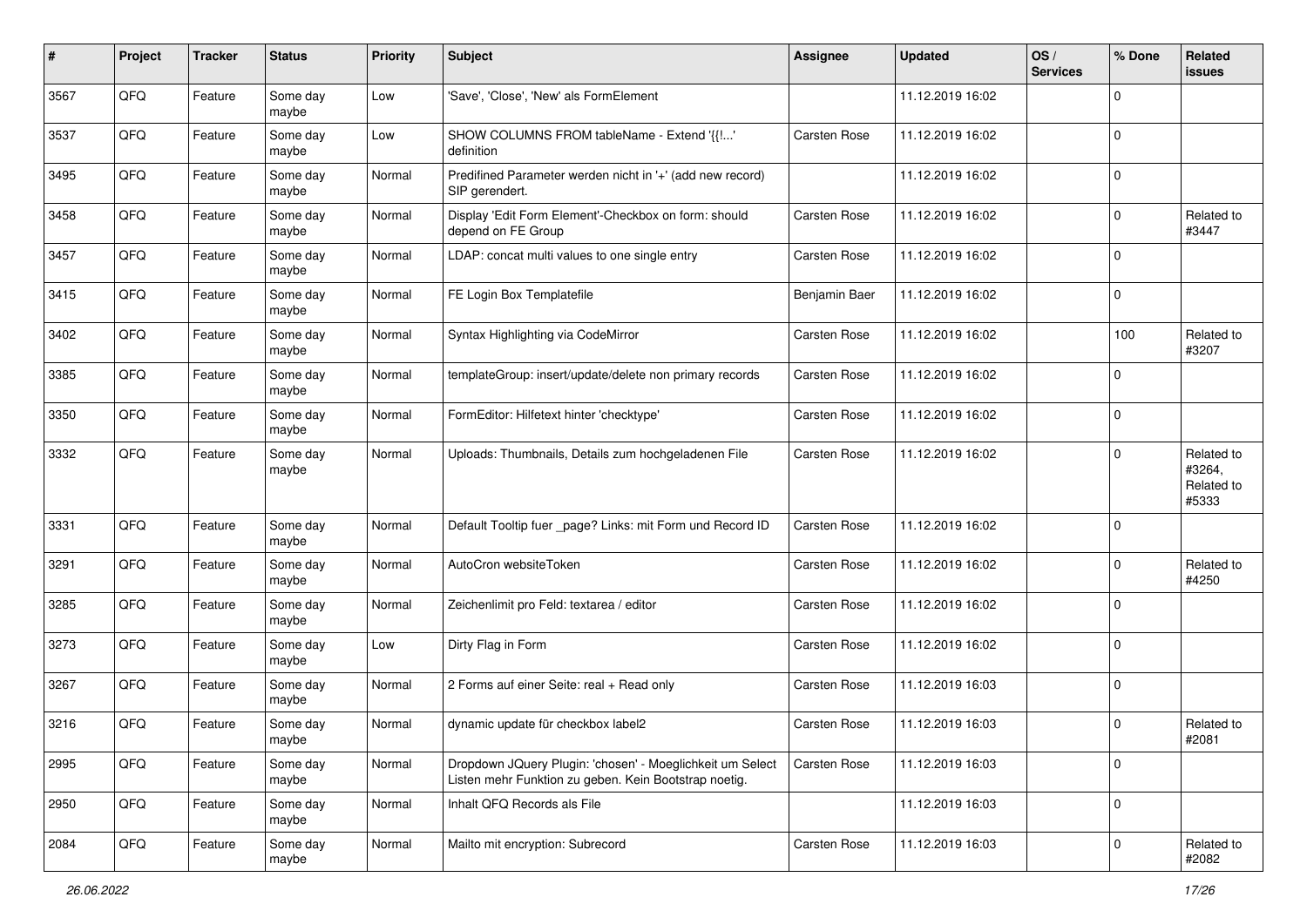| # | Project | Tracker | Status | Priority | Subject | Assignee | Updated | OS / Services | % Done | Related issues |
|---|---|---|---|---|---|---|---|---|---|---|
| 3567 | QFQ | Feature | Some day maybe | Low | 'Save', 'Close', 'New' als FormElement | | 11.12.2019 16:02 | | 0 | |
| 3537 | QFQ | Feature | Some day maybe | Low | SHOW COLUMNS FROM tableName - Extend '{{!...' definition | Carsten Rose | 11.12.2019 16:02 | | 0 | |
| 3495 | QFQ | Feature | Some day maybe | Normal | Predifined Parameter werden nicht in '+' (add new record) SIP gerendert. | | 11.12.2019 16:02 | | 0 | |
| 3458 | QFQ | Feature | Some day maybe | Normal | Display 'Edit Form Element'-Checkbox on form: should depend on FE Group | Carsten Rose | 11.12.2019 16:02 | | 0 | Related to #3447 |
| 3457 | QFQ | Feature | Some day maybe | Normal | LDAP: concat multi values to one single entry | Carsten Rose | 11.12.2019 16:02 | | 0 | |
| 3415 | QFQ | Feature | Some day maybe | Normal | FE Login Box Templatefile | Benjamin Baer | 11.12.2019 16:02 | | 0 | |
| 3402 | QFQ | Feature | Some day maybe | Normal | Syntax Highlighting via CodeMirror | Carsten Rose | 11.12.2019 16:02 | | 100 | Related to #3207 |
| 3385 | QFQ | Feature | Some day maybe | Normal | templateGroup: insert/update/delete non primary records | Carsten Rose | 11.12.2019 16:02 | | 0 | |
| 3350 | QFQ | Feature | Some day maybe | Normal | FormEditor: Hilfetext hinter 'checktype' | Carsten Rose | 11.12.2019 16:02 | | 0 | |
| 3332 | QFQ | Feature | Some day maybe | Normal | Uploads: Thumbnails, Details zum hochgeladenen File | Carsten Rose | 11.12.2019 16:02 | | 0 | Related to #3264, Related to #5333 |
| 3331 | QFQ | Feature | Some day maybe | Normal | Default Tooltip fuer _page? Links: mit Form und Record ID | Carsten Rose | 11.12.2019 16:02 | | 0 | |
| 3291 | QFQ | Feature | Some day maybe | Normal | AutoCron websiteToken | Carsten Rose | 11.12.2019 16:02 | | 0 | Related to #4250 |
| 3285 | QFQ | Feature | Some day maybe | Normal | Zeichenlimit pro Feld: textarea / editor | Carsten Rose | 11.12.2019 16:02 | | 0 | |
| 3273 | QFQ | Feature | Some day maybe | Low | Dirty Flag in Form | Carsten Rose | 11.12.2019 16:02 | | 0 | |
| 3267 | QFQ | Feature | Some day maybe | Normal | 2 Forms auf einer Seite: real + Read only | Carsten Rose | 11.12.2019 16:03 | | 0 | |
| 3216 | QFQ | Feature | Some day maybe | Normal | dynamic update für checkbox label2 | Carsten Rose | 11.12.2019 16:03 | | 0 | Related to #2081 |
| 2995 | QFQ | Feature | Some day maybe | Normal | Dropdown JQuery Plugin: 'chosen' - Moeglichkeit um Select Listen mehr Funktion zu geben. Kein Bootstrap noetig. | Carsten Rose | 11.12.2019 16:03 | | 0 | |
| 2950 | QFQ | Feature | Some day maybe | Normal | Inhalt QFQ Records als File | | 11.12.2019 16:03 | | 0 | |
| 2084 | QFQ | Feature | Some day maybe | Normal | Mailto mit encryption: Subrecord | Carsten Rose | 11.12.2019 16:03 | | 0 | Related to #2082 |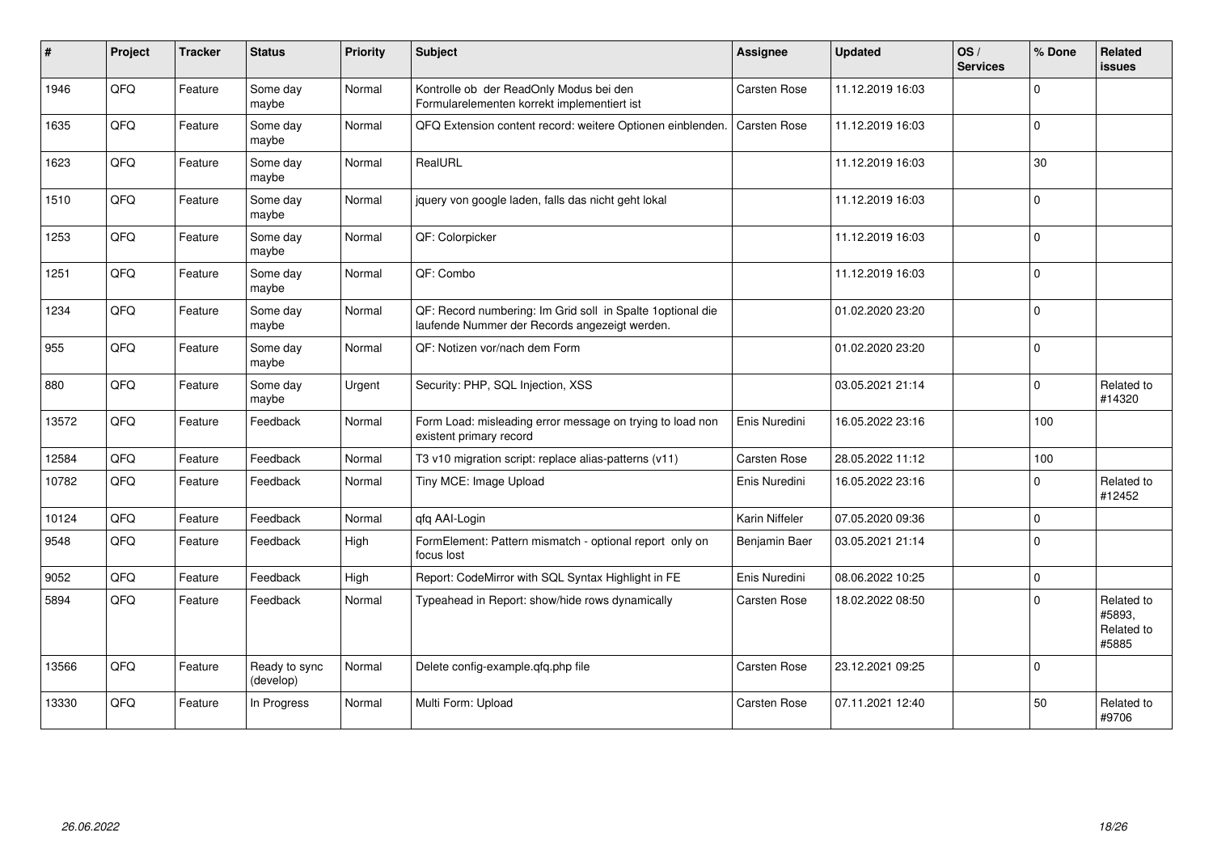| # | Project | Tracker | Status | Priority | Subject | Assignee | Updated | OS / Services | % Done | Related issues |
|---|---|---|---|---|---|---|---|---|---|---|
| 1946 | QFQ | Feature | Some day maybe | Normal | Kontrolle ob der ReadOnly Modus bei den Formularelementen korrekt implementiert ist | Carsten Rose | 11.12.2019 16:03 | | 0 | |
| 1635 | QFQ | Feature | Some day maybe | Normal | QFQ Extension content record: weitere Optionen einblenden. | Carsten Rose | 11.12.2019 16:03 | | 0 | |
| 1623 | QFQ | Feature | Some day maybe | Normal | RealURL | | 11.12.2019 16:03 | | 30 | |
| 1510 | QFQ | Feature | Some day maybe | Normal | jquery von google laden, falls das nicht geht lokal | | 11.12.2019 16:03 | | 0 | |
| 1253 | QFQ | Feature | Some day maybe | Normal | QF: Colorpicker | | 11.12.2019 16:03 | | 0 | |
| 1251 | QFQ | Feature | Some day maybe | Normal | QF: Combo | | 11.12.2019 16:03 | | 0 | |
| 1234 | QFQ | Feature | Some day maybe | Normal | QF: Record numbering: Im Grid soll in Spalte 1optional die laufende Nummer der Records angezeigt werden. | | 01.02.2020 23:20 | | 0 | |
| 955 | QFQ | Feature | Some day maybe | Normal | QF: Notizen vor/nach dem Form | | 01.02.2020 23:20 | | 0 | |
| 880 | QFQ | Feature | Some day maybe | Urgent | Security: PHP, SQL Injection, XSS | | 03.05.2021 21:14 | | 0 | Related to #14320 |
| 13572 | QFQ | Feature | Feedback | Normal | Form Load: misleading error message on trying to load non existent primary record | Enis Nuredini | 16.05.2022 23:16 | | 100 | |
| 12584 | QFQ | Feature | Feedback | Normal | T3 v10 migration script: replace alias-patterns (v11) | Carsten Rose | 28.05.2022 11:12 | | 100 | |
| 10782 | QFQ | Feature | Feedback | Normal | Tiny MCE: Image Upload | Enis Nuredini | 16.05.2022 23:16 | | 0 | Related to #12452 |
| 10124 | QFQ | Feature | Feedback | Normal | qfq AAI-Login | Karin Niffeler | 07.05.2020 09:36 | | 0 | |
| 9548 | QFQ | Feature | Feedback | High | FormElement: Pattern mismatch - optional report only on focus lost | Benjamin Baer | 03.05.2021 21:14 | | 0 | |
| 9052 | QFQ | Feature | Feedback | High | Report: CodeMirror with SQL Syntax Highlight in FE | Enis Nuredini | 08.06.2022 10:25 | | 0 | |
| 5894 | QFQ | Feature | Feedback | Normal | Typeahead in Report: show/hide rows dynamically | Carsten Rose | 18.02.2022 08:50 | | 0 | Related to #5893, Related to #5885 |
| 13566 | QFQ | Feature | Ready to sync (develop) | Normal | Delete config-example.qfq.php file | Carsten Rose | 23.12.2021 09:25 | | 0 | |
| 13330 | QFQ | Feature | In Progress | Normal | Multi Form: Upload | Carsten Rose | 07.11.2021 12:40 | | 50 | Related to #9706 |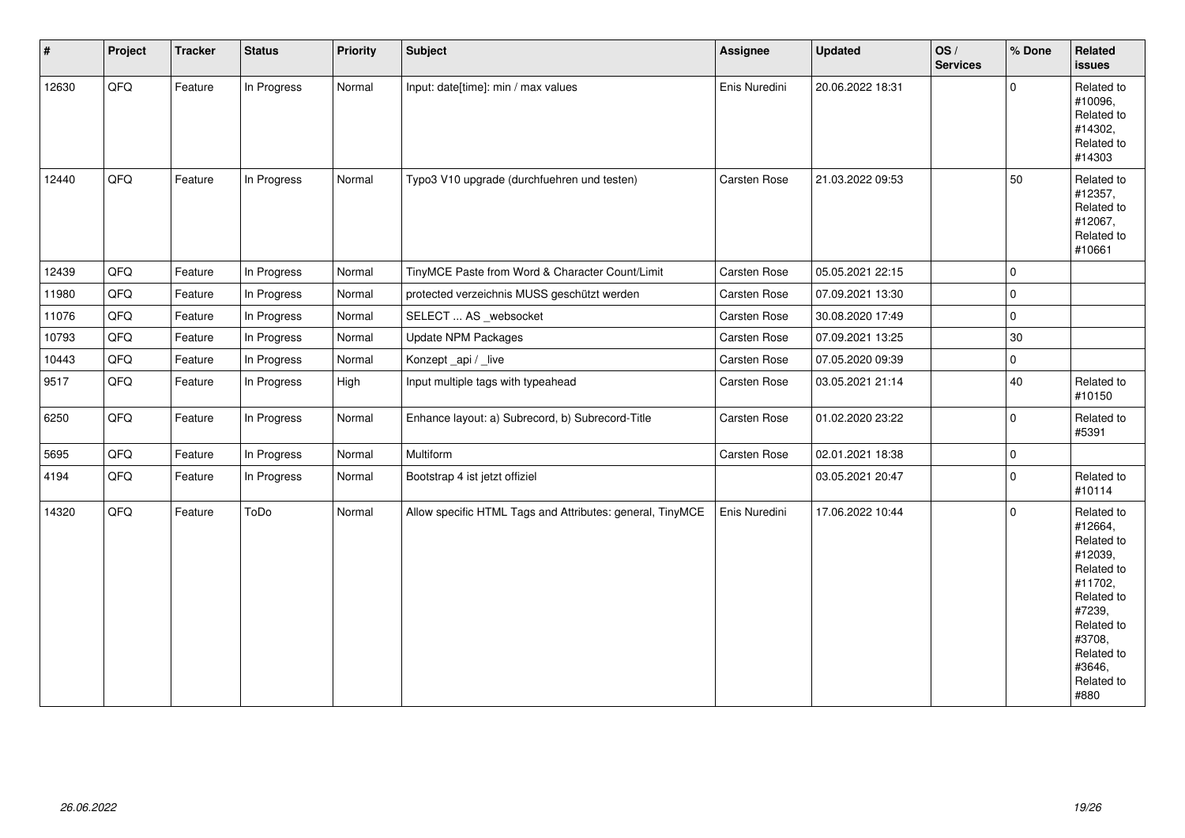| # | Project | Tracker | Status | Priority | Subject | Assignee | Updated | OS / Services | % Done | Related issues |
|---|---|---|---|---|---|---|---|---|---|---|
| 12630 | QFQ | Feature | In Progress | Normal | Input: date[time]: min / max values | Enis Nuredini | 20.06.2022 18:31 | | 0 | Related to #10096, Related to #14302, Related to #14303 |
| 12440 | QFQ | Feature | In Progress | Normal | Typo3 V10 upgrade (durchfuehren und testen) | Carsten Rose | 21.03.2022 09:53 | | 50 | Related to #12357, Related to #12067, Related to #10661 |
| 12439 | QFQ | Feature | In Progress | Normal | TinyMCE Paste from Word & Character Count/Limit | Carsten Rose | 05.05.2021 22:15 | | 0 | |
| 11980 | QFQ | Feature | In Progress | Normal | protected verzeichnis MUSS geschützt werden | Carsten Rose | 07.09.2021 13:30 | | 0 | |
| 11076 | QFQ | Feature | In Progress | Normal | SELECT ... AS _websocket | Carsten Rose | 30.08.2020 17:49 | | 0 | |
| 10793 | QFQ | Feature | In Progress | Normal | Update NPM Packages | Carsten Rose | 07.09.2021 13:25 | | 30 | |
| 10443 | QFQ | Feature | In Progress | Normal | Konzept _api / _live | Carsten Rose | 07.05.2020 09:39 | | 0 | |
| 9517 | QFQ | Feature | In Progress | High | Input multiple tags with typeahead | Carsten Rose | 03.05.2021 21:14 | | 40 | Related to #10150 |
| 6250 | QFQ | Feature | In Progress | Normal | Enhance layout: a) Subrecord, b) Subrecord-Title | Carsten Rose | 01.02.2020 23:22 | | 0 | Related to #5391 |
| 5695 | QFQ | Feature | In Progress | Normal | Multiform | Carsten Rose | 02.01.2021 18:38 | | 0 | |
| 4194 | QFQ | Feature | In Progress | Normal | Bootstrap 4 ist jetzt offiziel | | 03.05.2021 20:47 | | 0 | Related to #10114 |
| 14320 | QFQ | Feature | ToDo | Normal | Allow specific HTML Tags and Attributes: general, TinyMCE | Enis Nuredini | 17.06.2022 10:44 | | 0 | Related to #12664, Related to #12039, Related to #11702, Related to #7239, Related to #3708, Related to #3646, Related to #880 |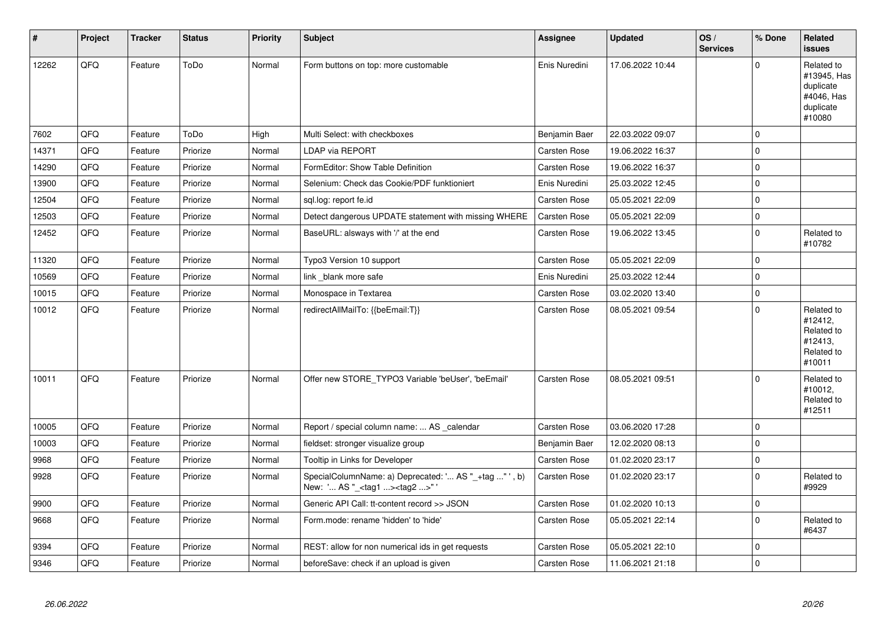| # | Project | Tracker | Status | Priority | Subject | Assignee | Updated | OS / Services | % Done | Related issues |
|---|---|---|---|---|---|---|---|---|---|---|
| 12262 | QFQ | Feature | ToDo | Normal | Form buttons on top: more customable | Enis Nuredini | 17.06.2022 10:44 | | 0 | Related to #13945, Has duplicate #4046, Has duplicate #10080 |
| 7602 | QFQ | Feature | ToDo | High | Multi Select: with checkboxes | Benjamin Baer | 22.03.2022 09:07 | | 0 | |
| 14371 | QFQ | Feature | Priorize | Normal | LDAP via REPORT | Carsten Rose | 19.06.2022 16:37 | | 0 | |
| 14290 | QFQ | Feature | Priorize | Normal | FormEditor: Show Table Definition | Carsten Rose | 19.06.2022 16:37 | | 0 | |
| 13900 | QFQ | Feature | Priorize | Normal | Selenium: Check das Cookie/PDF funktioniert | Enis Nuredini | 25.03.2022 12:45 | | 0 | |
| 12504 | QFQ | Feature | Priorize | Normal | sql.log: report fe.id | Carsten Rose | 05.05.2021 22:09 | | 0 | |
| 12503 | QFQ | Feature | Priorize | Normal | Detect dangerous UPDATE statement with missing WHERE | Carsten Rose | 05.05.2021 22:09 | | 0 | |
| 12452 | QFQ | Feature | Priorize | Normal | BaseURL: alsways with '/' at the end | Carsten Rose | 19.06.2022 13:45 | | 0 | Related to #10782 |
| 11320 | QFQ | Feature | Priorize | Normal | Typo3 Version 10 support | Carsten Rose | 05.05.2021 22:09 | | 0 | |
| 10569 | QFQ | Feature | Priorize | Normal | link _blank more safe | Enis Nuredini | 25.03.2022 12:44 | | 0 | |
| 10015 | QFQ | Feature | Priorize | Normal | Monospace in Textarea | Carsten Rose | 03.02.2020 13:40 | | 0 | |
| 10012 | QFQ | Feature | Priorize | Normal | redirectAllMailTo: {{beEmail:T}} | Carsten Rose | 08.05.2021 09:54 | | 0 | Related to #12412, Related to #12413, Related to #10011 |
| 10011 | QFQ | Feature | Priorize | Normal | Offer new STORE_TYPO3 Variable 'beUser', 'beEmail' | Carsten Rose | 08.05.2021 09:51 | | 0 | Related to #10012, Related to #12511 |
| 10005 | QFQ | Feature | Priorize | Normal | Report / special column name: ... AS _calendar | Carsten Rose | 03.06.2020 17:28 | | 0 | |
| 10003 | QFQ | Feature | Priorize | Normal | fieldset: stronger visualize group | Benjamin Baer | 12.02.2020 08:13 | | 0 | |
| 9968 | QFQ | Feature | Priorize | Normal | Tooltip in Links for Developer | Carsten Rose | 01.02.2020 23:17 | | 0 | |
| 9928 | QFQ | Feature | Priorize | Normal | SpecialColumnName: a) Deprecated: '... AS "_+tag ..." ', b) New: '... AS "_<tag1 ...><tag2 ...>" ' | Carsten Rose | 01.02.2020 23:17 | | 0 | Related to #9929 |
| 9900 | QFQ | Feature | Priorize | Normal | Generic API Call: tt-content record >> JSON | Carsten Rose | 01.02.2020 10:13 | | 0 | |
| 9668 | QFQ | Feature | Priorize | Normal | Form.mode: rename 'hidden' to 'hide' | Carsten Rose | 05.05.2021 22:14 | | 0 | Related to #6437 |
| 9394 | QFQ | Feature | Priorize | Normal | REST: allow for non numerical ids in get requests | Carsten Rose | 05.05.2021 22:10 | | 0 | |
| 9346 | QFQ | Feature | Priorize | Normal | beforeSave: check if an upload is given | Carsten Rose | 11.06.2021 21:18 | | 0 | |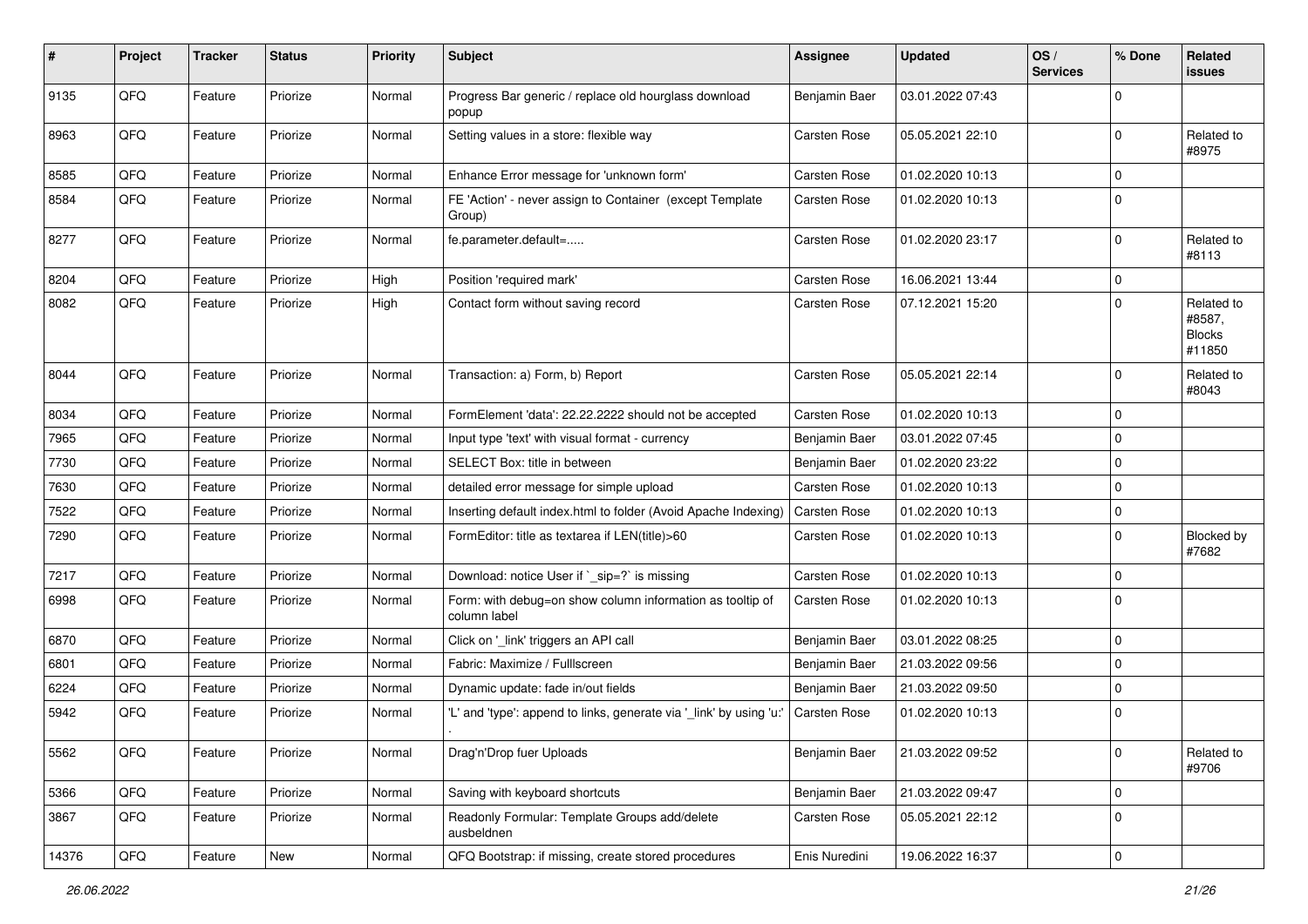| # | Project | Tracker | Status | Priority | Subject | Assignee | Updated | OS / Services | % Done | Related issues |
|---|---|---|---|---|---|---|---|---|---|---|
| 9135 | QFQ | Feature | Priorize | Normal | Progress Bar generic / replace old hourglass download popup | Benjamin Baer | 03.01.2022 07:43 | | 0 | |
| 8963 | QFQ | Feature | Priorize | Normal | Setting values in a store: flexible way | Carsten Rose | 05.05.2021 22:10 | | 0 | Related to #8975 |
| 8585 | QFQ | Feature | Priorize | Normal | Enhance Error message for 'unknown form' | Carsten Rose | 01.02.2020 10:13 | | 0 | |
| 8584 | QFQ | Feature | Priorize | Normal | FE 'Action' - never assign to Container (except Template Group) | Carsten Rose | 01.02.2020 10:13 | | 0 | |
| 8277 | QFQ | Feature | Priorize | Normal | fe.parameter.default=..... | Carsten Rose | 01.02.2020 23:17 | | 0 | Related to #8113 |
| 8204 | QFQ | Feature | Priorize | High | Position 'required mark' | Carsten Rose | 16.06.2021 13:44 | | 0 | |
| 8082 | QFQ | Feature | Priorize | High | Contact form without saving record | Carsten Rose | 07.12.2021 15:20 | | 0 | Related to #8587, Blocks #11850 |
| 8044 | QFQ | Feature | Priorize | Normal | Transaction: a) Form, b) Report | Carsten Rose | 05.05.2021 22:14 | | 0 | Related to #8043 |
| 8034 | QFQ | Feature | Priorize | Normal | FormElement 'data': 22.22.2222 should not be accepted | Carsten Rose | 01.02.2020 10:13 | | 0 | |
| 7965 | QFQ | Feature | Priorize | Normal | Input type 'text' with visual format - currency | Benjamin Baer | 03.01.2022 07:45 | | 0 | |
| 7730 | QFQ | Feature | Priorize | Normal | SELECT Box: title in between | Benjamin Baer | 01.02.2020 23:22 | | 0 | |
| 7630 | QFQ | Feature | Priorize | Normal | detailed error message for simple upload | Carsten Rose | 01.02.2020 10:13 | | 0 | |
| 7522 | QFQ | Feature | Priorize | Normal | Inserting default index.html to folder (Avoid Apache Indexing) | Carsten Rose | 01.02.2020 10:13 | | 0 | |
| 7290 | QFQ | Feature | Priorize | Normal | FormEditor: title as textarea if LEN(title)>60 | Carsten Rose | 01.02.2020 10:13 | | 0 | Blocked by #7682 |
| 7217 | QFQ | Feature | Priorize | Normal | Download: notice User if `_sip=?` is missing | Carsten Rose | 01.02.2020 10:13 | | 0 | |
| 6998 | QFQ | Feature | Priorize | Normal | Form: with debug=on show column information as tooltip of column label | Carsten Rose | 01.02.2020 10:13 | | 0 | |
| 6870 | QFQ | Feature | Priorize | Normal | Click on '_link' triggers an API call | Benjamin Baer | 03.01.2022 08:25 | | 0 | |
| 6801 | QFQ | Feature | Priorize | Normal | Fabric: Maximize / FullIscreen | Benjamin Baer | 21.03.2022 09:56 | | 0 | |
| 6224 | QFQ | Feature | Priorize | Normal | Dynamic update: fade in/out fields | Benjamin Baer | 21.03.2022 09:50 | | 0 | |
| 5942 | QFQ | Feature | Priorize | Normal | 'L' and 'type': append to links, generate via '_link' by using 'u:' . | Carsten Rose | 01.02.2020 10:13 | | 0 | |
| 5562 | QFQ | Feature | Priorize | Normal | Drag'n'Drop fuer Uploads | Benjamin Baer | 21.03.2022 09:52 | | 0 | Related to #9706 |
| 5366 | QFQ | Feature | Priorize | Normal | Saving with keyboard shortcuts | Benjamin Baer | 21.03.2022 09:47 | | 0 | |
| 3867 | QFQ | Feature | Priorize | Normal | Readonly Formular: Template Groups add/delete ausbeldnen | Carsten Rose | 05.05.2021 22:12 | | 0 | |
| 14376 | QFQ | Feature | New | Normal | QFQ Bootstrap: if missing, create stored procedures | Enis Nuredini | 19.06.2022 16:37 | | 0 | |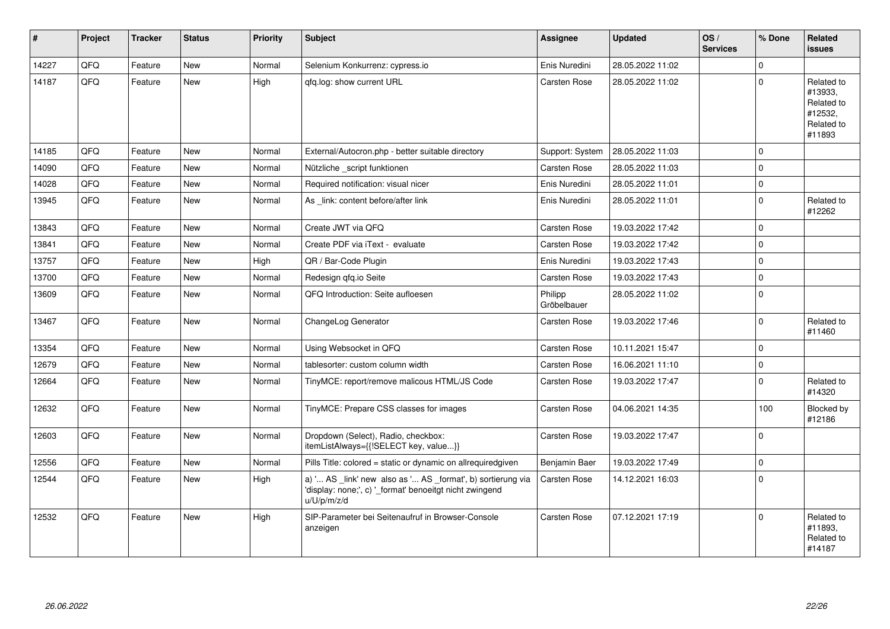| # | Project | Tracker | Status | Priority | Subject | Assignee | Updated | OS / Services | % Done | Related issues |
|---|---|---|---|---|---|---|---|---|---|---|
| 14227 | QFQ | Feature | New | Normal | Selenium Konkurrenz: cypress.io | Enis Nuredini | 28.05.2022 11:02 | | 0 | |
| 14187 | QFQ | Feature | New | High | qfq.log: show current URL | Carsten Rose | 28.05.2022 11:02 | | 0 | Related to #13933, Related to #12532, Related to #11893 |
| 14185 | QFQ | Feature | New | Normal | External/Autocron.php - better suitable directory | Support: System | 28.05.2022 11:03 | | 0 | |
| 14090 | QFQ | Feature | New | Normal | Nützliche _script funktionen | Carsten Rose | 28.05.2022 11:03 | | 0 | |
| 14028 | QFQ | Feature | New | Normal | Required notification: visual nicer | Enis Nuredini | 28.05.2022 11:01 | | 0 | |
| 13945 | QFQ | Feature | New | Normal | As _link: content before/after link | Enis Nuredini | 28.05.2022 11:01 | | 0 | Related to #12262 |
| 13843 | QFQ | Feature | New | Normal | Create JWT via QFQ | Carsten Rose | 19.03.2022 17:42 | | 0 | |
| 13841 | QFQ | Feature | New | Normal | Create PDF via iText - evaluate | Carsten Rose | 19.03.2022 17:42 | | 0 | |
| 13757 | QFQ | Feature | New | High | QR / Bar-Code Plugin | Enis Nuredini | 19.03.2022 17:43 | | 0 | |
| 13700 | QFQ | Feature | New | Normal | Redesign qfq.io Seite | Carsten Rose | 19.03.2022 17:43 | | 0 | |
| 13609 | QFQ | Feature | New | Normal | QFQ Introduction: Seite aufloesen | Philipp Gröbelbauer | 28.05.2022 11:02 | | 0 | |
| 13467 | QFQ | Feature | New | Normal | ChangeLog Generator | Carsten Rose | 19.03.2022 17:46 | | 0 | Related to #11460 |
| 13354 | QFQ | Feature | New | Normal | Using Websocket in QFQ | Carsten Rose | 10.11.2021 15:47 | | 0 | |
| 12679 | QFQ | Feature | New | Normal | tablesorter: custom column width | Carsten Rose | 16.06.2021 11:10 | | 0 | |
| 12664 | QFQ | Feature | New | Normal | TinyMCE: report/remove malicous HTML/JS Code | Carsten Rose | 19.03.2022 17:47 | | 0 | Related to #14320 |
| 12632 | QFQ | Feature | New | Normal | TinyMCE: Prepare CSS classes for images | Carsten Rose | 04.06.2021 14:35 | | 100 | Blocked by #12186 |
| 12603 | QFQ | Feature | New | Normal | Dropdown (Select), Radio, checkbox: itemListAlways={{!SELECT key, value...}} | Carsten Rose | 19.03.2022 17:47 | | 0 | |
| 12556 | QFQ | Feature | New | Normal | Pills Title: colored = static or dynamic on allrequiredgiven | Benjamin Baer | 19.03.2022 17:49 | | 0 | |
| 12544 | QFQ | Feature | New | High | a) '... AS _link' new also as '... AS _format', b) sortierung via 'display: none;', c) '_format' benoeitgt nicht zwingend u/U/p/m/z/d | Carsten Rose | 14.12.2021 16:03 | | 0 | |
| 12532 | QFQ | Feature | New | High | SIP-Parameter bei Seitenaufruf in Browser-Console anzeigen | Carsten Rose | 07.12.2021 17:19 | | 0 | Related to #11893, Related to #14187 |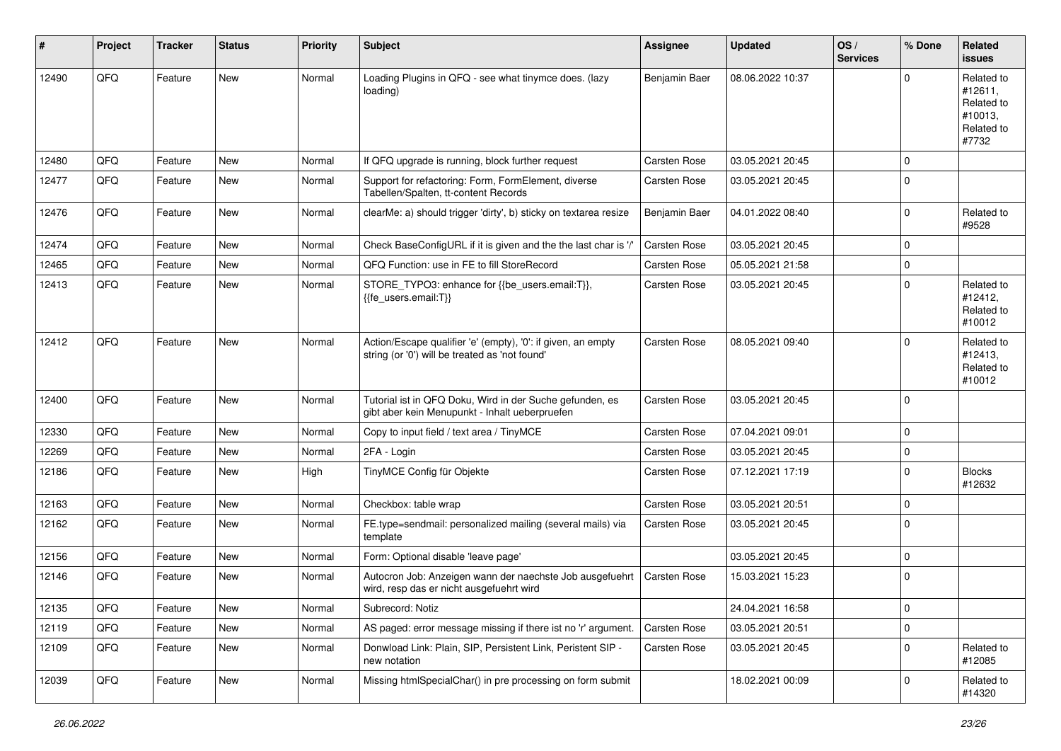| # | Project | Tracker | Status | Priority | Subject | Assignee | Updated | OS / Services | % Done | Related issues |
|---|---|---|---|---|---|---|---|---|---|---|
| 12490 | QFQ | Feature | New | Normal | Loading Plugins in QFQ - see what tinymce does. (lazy loading) | Benjamin Baer | 08.06.2022 10:37 | | 0 | Related to #12611, Related to #10013, Related to #7732 |
| 12480 | QFQ | Feature | New | Normal | If QFQ upgrade is running, block further request | Carsten Rose | 03.05.2021 20:45 | | 0 | |
| 12477 | QFQ | Feature | New | Normal | Support for refactoring: Form, FormElement, diverse Tabellen/Spalten, tt-content Records | Carsten Rose | 03.05.2021 20:45 | | 0 | |
| 12476 | QFQ | Feature | New | Normal | clearMe: a) should trigger 'dirty', b) sticky on textarea resize | Benjamin Baer | 04.01.2022 08:40 | | 0 | Related to #9528 |
| 12474 | QFQ | Feature | New | Normal | Check BaseConfigURL if it is given and the the last char is '/' | Carsten Rose | 03.05.2021 20:45 | | 0 | |
| 12465 | QFQ | Feature | New | Normal | QFQ Function: use in FE to fill StoreRecord | Carsten Rose | 05.05.2021 21:58 | | 0 | |
| 12413 | QFQ | Feature | New | Normal | STORE_TYPO3: enhance for {{be_users.email:T}}, {{fe_users.email:T}} | Carsten Rose | 03.05.2021 20:45 | | 0 | Related to #12412, Related to #10012 |
| 12412 | QFQ | Feature | New | Normal | Action/Escape qualifier 'e' (empty), '0': if given, an empty string (or '0') will be treated as 'not found' | Carsten Rose | 08.05.2021 09:40 | | 0 | Related to #12413, Related to #10012 |
| 12400 | QFQ | Feature | New | Normal | Tutorial ist in QFQ Doku, Wird in der Suche gefunden, es gibt aber kein Menupunkt - Inhalt ueberpruefen | Carsten Rose | 03.05.2021 20:45 | | 0 | |
| 12330 | QFQ | Feature | New | Normal | Copy to input field / text area / TinyMCE | Carsten Rose | 07.04.2021 09:01 | | 0 | |
| 12269 | QFQ | Feature | New | Normal | 2FA - Login | Carsten Rose | 03.05.2021 20:45 | | 0 | |
| 12186 | QFQ | Feature | New | High | TinyMCE Config für Objekte | Carsten Rose | 07.12.2021 17:19 | | 0 | Blocks #12632 |
| 12163 | QFQ | Feature | New | Normal | Checkbox: table wrap | Carsten Rose | 03.05.2021 20:51 | | 0 | |
| 12162 | QFQ | Feature | New | Normal | FE.type=sendmail: personalized mailing (several mails) via template | Carsten Rose | 03.05.2021 20:45 | | 0 | |
| 12156 | QFQ | Feature | New | Normal | Form: Optional disable 'leave page' | | 03.05.2021 20:45 | | 0 | |
| 12146 | QFQ | Feature | New | Normal | Autocron Job: Anzeigen wann der naechste Job ausgefuehrt wird, resp das er nicht ausgefuehrt wird | Carsten Rose | 15.03.2021 15:23 | | 0 | |
| 12135 | QFQ | Feature | New | Normal | Subrecord: Notiz | | 24.04.2021 16:58 | | 0 | |
| 12119 | QFQ | Feature | New | Normal | AS paged: error message missing if there ist no 'r' argument. | Carsten Rose | 03.05.2021 20:51 | | 0 | |
| 12109 | QFQ | Feature | New | Normal | Donwload Link: Plain, SIP, Persistent Link, Peristent SIP - new notation | Carsten Rose | 03.05.2021 20:45 | | 0 | Related to #12085 |
| 12039 | QFQ | Feature | New | Normal | Missing htmlSpecialChar() in pre processing on form submit | | 18.02.2021 00:09 | | 0 | Related to #14320 |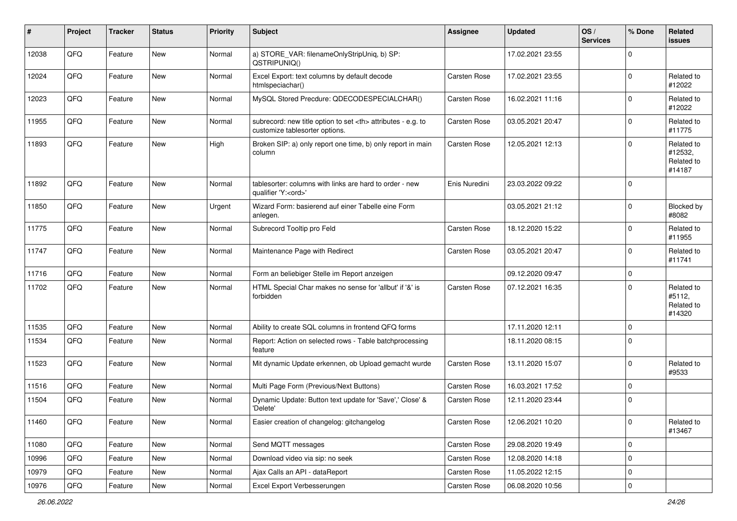| # | Project | Tracker | Status | Priority | Subject | Assignee | Updated | OS / Services | % Done | Related issues |
|---|---|---|---|---|---|---|---|---|---|---|
| 12038 | QFQ | Feature | New | Normal | a) STORE_VAR: filenameOnlyStripUniq, b) SP: QSTRIPUNIQ() | | 17.02.2021 23:55 | | 0 | |
| 12024 | QFQ | Feature | New | Normal | Excel Export: text columns by default decode htmlspeciachar() | Carsten Rose | 17.02.2021 23:55 | | 0 | Related to #12022 |
| 12023 | QFQ | Feature | New | Normal | MySQL Stored Precdure: QDECODESPECIALCHAR() | Carsten Rose | 16.02.2021 11:16 | | 0 | Related to #12022 |
| 11955 | QFQ | Feature | New | Normal | subrecord: new title option to set <th> attributes - e.g. to customize tablesorter options. | Carsten Rose | 03.05.2021 20:47 | | 0 | Related to #11775 |
| 11893 | QFQ | Feature | New | High | Broken SIP: a) only report one time, b) only report in main column | Carsten Rose | 12.05.2021 12:13 | | 0 | Related to #12532, Related to #14187 |
| 11892 | QFQ | Feature | New | Normal | tablesorter: columns with links are hard to order - new qualifier 'Y:<ord>' | Enis Nuredini | 23.03.2022 09:22 | | 0 | |
| 11850 | QFQ | Feature | New | Urgent | Wizard Form: basierend auf einer Tabelle eine Form anlegen. | | 03.05.2021 21:12 | | 0 | Blocked by #8082 |
| 11775 | QFQ | Feature | New | Normal | Subrecord Tooltip pro Feld | Carsten Rose | 18.12.2020 15:22 | | 0 | Related to #11955 |
| 11747 | QFQ | Feature | New | Normal | Maintenance Page with Redirect | Carsten Rose | 03.05.2021 20:47 | | 0 | Related to #11741 |
| 11716 | QFQ | Feature | New | Normal | Form an beliebiger Stelle im Report anzeigen | | 09.12.2020 09:47 | | 0 | |
| 11702 | QFQ | Feature | New | Normal | HTML Special Char makes no sense for 'allbut' if '&' is forbidden | Carsten Rose | 07.12.2021 16:35 | | 0 | Related to #5112, Related to #14320 |
| 11535 | QFQ | Feature | New | Normal | Ability to create SQL columns in frontend QFQ forms | | 17.11.2020 12:11 | | 0 | |
| 11534 | QFQ | Feature | New | Normal | Report: Action on selected rows - Table batchprocessing feature | | 18.11.2020 08:15 | | 0 | |
| 11523 | QFQ | Feature | New | Normal | Mit dynamic Update erkennen, ob Upload gemacht wurde | Carsten Rose | 13.11.2020 15:07 | | 0 | Related to #9533 |
| 11516 | QFQ | Feature | New | Normal | Multi Page Form (Previous/Next Buttons) | Carsten Rose | 16.03.2021 17:52 | | 0 | |
| 11504 | QFQ | Feature | New | Normal | Dynamic Update: Button text update for 'Save',' Close' & 'Delete' | Carsten Rose | 12.11.2020 23:44 | | 0 | |
| 11460 | QFQ | Feature | New | Normal | Easier creation of changelog: gitchangelog | Carsten Rose | 12.06.2021 10:20 | | 0 | Related to #13467 |
| 11080 | QFQ | Feature | New | Normal | Send MQTT messages | Carsten Rose | 29.08.2020 19:49 | | 0 | |
| 10996 | QFQ | Feature | New | Normal | Download video via sip: no seek | Carsten Rose | 12.08.2020 14:18 | | 0 | |
| 10979 | QFQ | Feature | New | Normal | Ajax Calls an API - dataReport | Carsten Rose | 11.05.2022 12:15 | | 0 | |
| 10976 | QFQ | Feature | New | Normal | Excel Export Verbesserungen | Carsten Rose | 06.08.2020 10:56 | | 0 | |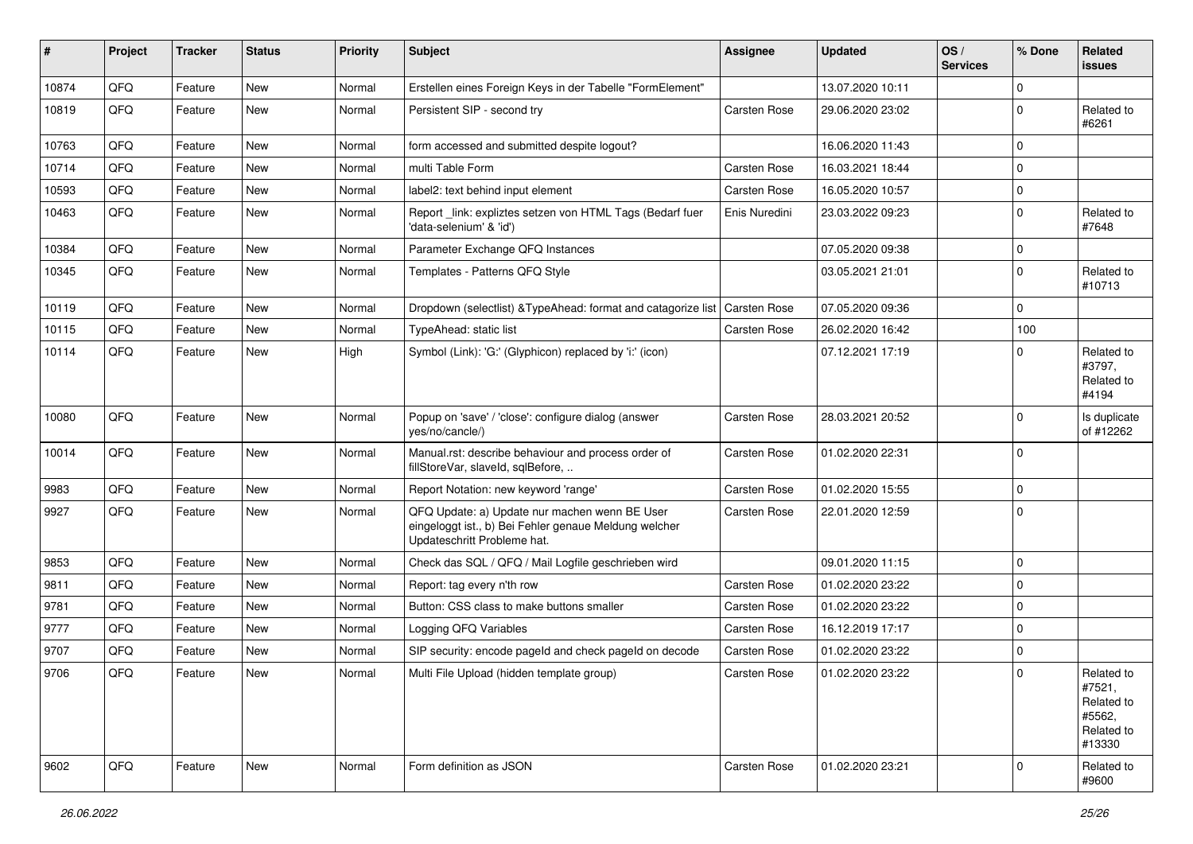| # | Project | Tracker | Status | Priority | Subject | Assignee | Updated | OS / Services | % Done | Related issues |
|---|---|---|---|---|---|---|---|---|---|---|
| 10874 | QFQ | Feature | New | Normal | Erstellen eines Foreign Keys in der Tabelle "FormElement" | | 13.07.2020 10:11 | | 0 | |
| 10819 | QFQ | Feature | New | Normal | Persistent SIP - second try | Carsten Rose | 29.06.2020 23:02 | | 0 | Related to #6261 |
| 10763 | QFQ | Feature | New | Normal | form accessed and submitted despite logout? | | 16.06.2020 11:43 | | 0 | |
| 10714 | QFQ | Feature | New | Normal | multi Table Form | Carsten Rose | 16.03.2021 18:44 | | 0 | |
| 10593 | QFQ | Feature | New | Normal | label2: text behind input element | Carsten Rose | 16.05.2020 10:57 | | 0 | |
| 10463 | QFQ | Feature | New | Normal | Report _link: expliztes setzen von HTML Tags (Bedarf fuer 'data-selenium' & 'id') | Enis Nuredini | 23.03.2022 09:23 | | 0 | Related to #7648 |
| 10384 | QFQ | Feature | New | Normal | Parameter Exchange QFQ Instances | | 07.05.2020 09:38 | | 0 | |
| 10345 | QFQ | Feature | New | Normal | Templates - Patterns QFQ Style | | 03.05.2021 21:01 | | 0 | Related to #10713 |
| 10119 | QFQ | Feature | New | Normal | Dropdown (selectlist) &TypeAhead: format and catagorize list | Carsten Rose | 07.05.2020 09:36 | | 0 | |
| 10115 | QFQ | Feature | New | Normal | TypeAhead: static list | Carsten Rose | 26.02.2020 16:42 | | 100 | |
| 10114 | QFQ | Feature | New | High | Symbol (Link): 'G:' (Glyphicon) replaced by 'i:' (icon) | | 07.12.2021 17:19 | | 0 | Related to #3797, Related to #4194 |
| 10080 | QFQ | Feature | New | Normal | Popup on 'save' / 'close': configure dialog (answer yes/no/cancle/) | Carsten Rose | 28.03.2021 20:52 | | 0 | Is duplicate of #12262 |
| 10014 | QFQ | Feature | New | Normal | Manual.rst: describe behaviour and process order of fillStoreVar, slaveId, sqlBefore, .. | Carsten Rose | 01.02.2020 22:31 | | 0 | |
| 9983 | QFQ | Feature | New | Normal | Report Notation: new keyword 'range' | Carsten Rose | 01.02.2020 15:55 | | 0 | |
| 9927 | QFQ | Feature | New | Normal | QFQ Update: a) Update nur machen wenn BE User eingeloggt ist., b) Bei Fehler genaue Meldung welcher Updateschritt Probleme hat. | Carsten Rose | 22.01.2020 12:59 | | 0 | |
| 9853 | QFQ | Feature | New | Normal | Check das SQL / QFQ / Mail Logfile geschrieben wird | | 09.01.2020 11:15 | | 0 | |
| 9811 | QFQ | Feature | New | Normal | Report: tag every n'th row | Carsten Rose | 01.02.2020 23:22 | | 0 | |
| 9781 | QFQ | Feature | New | Normal | Button: CSS class to make buttons smaller | Carsten Rose | 01.02.2020 23:22 | | 0 | |
| 9777 | QFQ | Feature | New | Normal | Logging QFQ Variables | Carsten Rose | 16.12.2019 17:17 | | 0 | |
| 9707 | QFQ | Feature | New | Normal | SIP security: encode pageId and check pageId on decode | Carsten Rose | 01.02.2020 23:22 | | 0 | |
| 9706 | QFQ | Feature | New | Normal | Multi File Upload (hidden template group) | Carsten Rose | 01.02.2020 23:22 | | 0 | Related to #7521, Related to #5562, Related to #13330 |
| 9602 | QFQ | Feature | New | Normal | Form definition as JSON | Carsten Rose | 01.02.2020 23:21 | | 0 | Related to #9600 |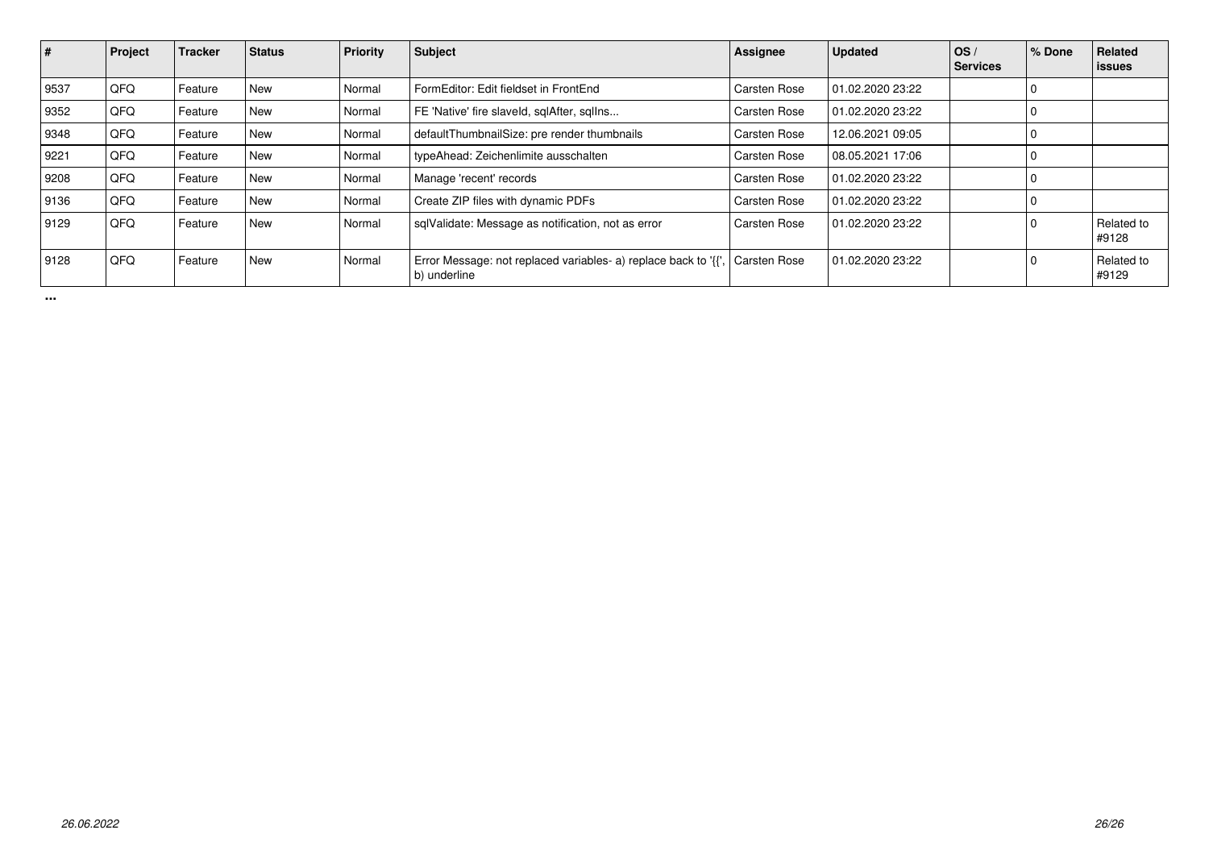| # | Project | Tracker | Status | Priority | Subject | Assignee | Updated | OS / Services | % Done | Related issues |
|---|---|---|---|---|---|---|---|---|---|---|
| 9537 | QFQ | Feature | New | Normal | FormEditor: Edit fieldset in FrontEnd | Carsten Rose | 01.02.2020 23:22 | | 0 | |
| 9352 | QFQ | Feature | New | Normal | FE 'Native' fire slaveId, sqlAfter, sqlIns... | Carsten Rose | 01.02.2020 23:22 | | 0 | |
| 9348 | QFQ | Feature | New | Normal | defaultThumbnailSize: pre render thumbnails | Carsten Rose | 12.06.2021 09:05 | | 0 | |
| 9221 | QFQ | Feature | New | Normal | typeAhead: Zeichenlimite ausschalten | Carsten Rose | 08.05.2021 17:06 | | 0 | |
| 9208 | QFQ | Feature | New | Normal | Manage 'recent' records | Carsten Rose | 01.02.2020 23:22 | | 0 | |
| 9136 | QFQ | Feature | New | Normal | Create ZIP files with dynamic PDFs | Carsten Rose | 01.02.2020 23:22 | | 0 | |
| 9129 | QFQ | Feature | New | Normal | sqlValidate: Message as notification, not as error | Carsten Rose | 01.02.2020 23:22 | | 0 | Related to #9128 |
| 9128 | QFQ | Feature | New | Normal | Error Message: not replaced variables- a) replace back to '{{', b) underline | Carsten Rose | 01.02.2020 23:22 | | 0 | Related to #9129 |

...

*26.06.2022*